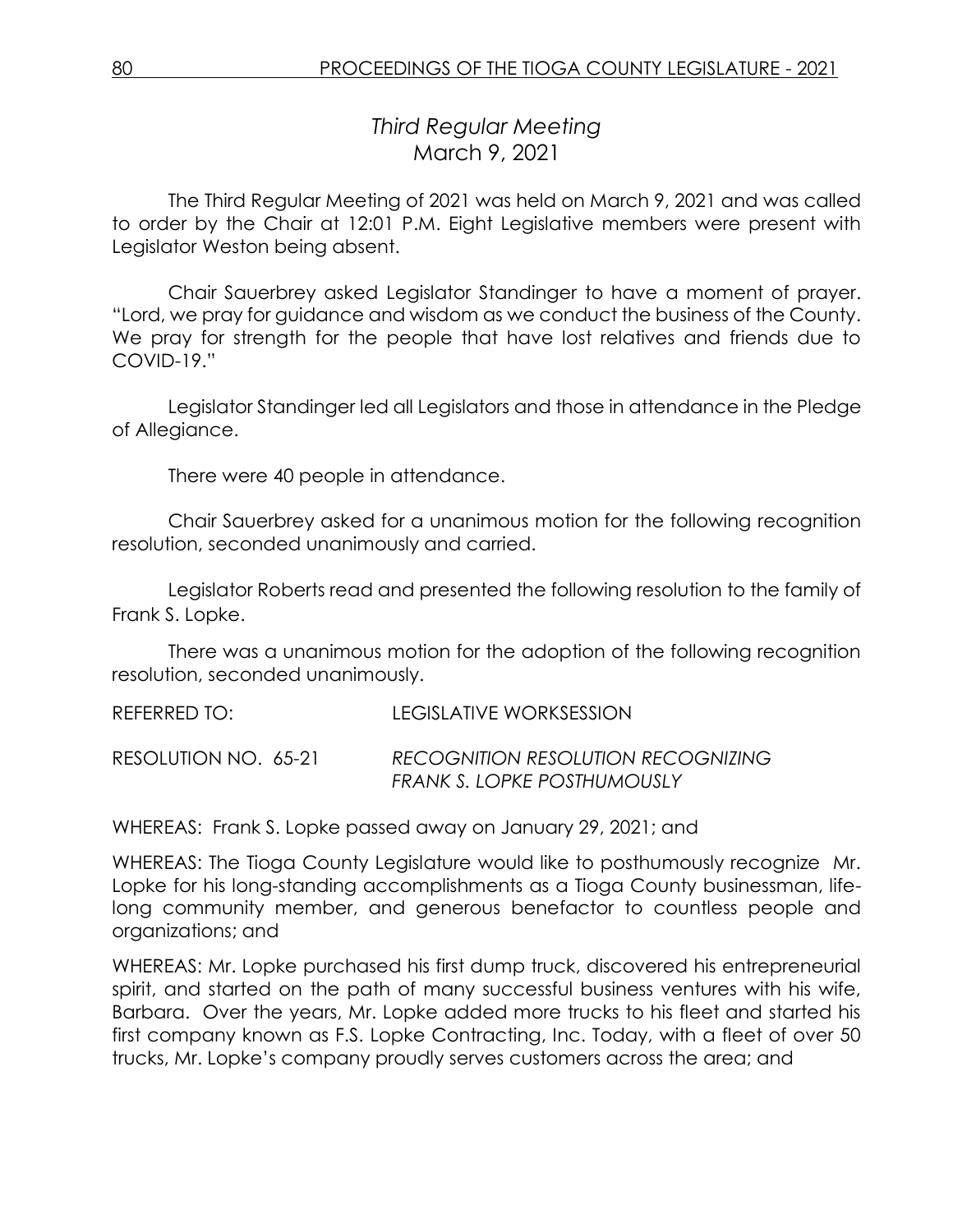## *Third Regular Meeting*
### March 9, 2021

The Third Regular Meeting of 2021 was held on March 9, 2021 and was called to order by the Chair at 12:01 P.M. Eight Legislative members were present with Legislator Weston being absent.

Chair Sauerbrey asked Legislator Standinger to have a moment of prayer. "Lord, we pray for guidance and wisdom as we conduct the business of the County. We pray for strength for the people that have lost relatives and friends due to COVID-19."

Legislator Standinger led all Legislators and those in attendance in the Pledge of Allegiance.

There were 40 people in attendance.

Chair Sauerbrey asked for a unanimous motion for the following recognition resolution, seconded unanimously and carried.

Legislator Roberts read and presented the following resolution to the family of Frank S. Lopke.

There was a unanimous motion for the adoption of the following recognition resolution, seconded unanimously.

REFERRED TO: LEGISLATIVE WORKSESSION

RESOLUTION NO. 65-21 *RECOGNITION RESOLUTION RECOGNIZING FRANK S. LOPKE POSTHUMOUSLY*

WHEREAS: Frank S. Lopke passed away on January 29, 2021; and

WHEREAS: The Tioga County Legislature would like to posthumously recognize Mr. Lopke for his long-standing accomplishments as a Tioga County businessman, life-long community member, and generous benefactor to countless people and organizations; and

WHEREAS: Mr. Lopke purchased his first dump truck, discovered his entrepreneurial spirit, and started on the path of many successful business ventures with his wife, Barbara. Over the years, Mr. Lopke added more trucks to his fleet and started his first company known as F.S. Lopke Contracting, Inc. Today, with a fleet of over 50 trucks, Mr. Lopke's company proudly serves customers across the area; and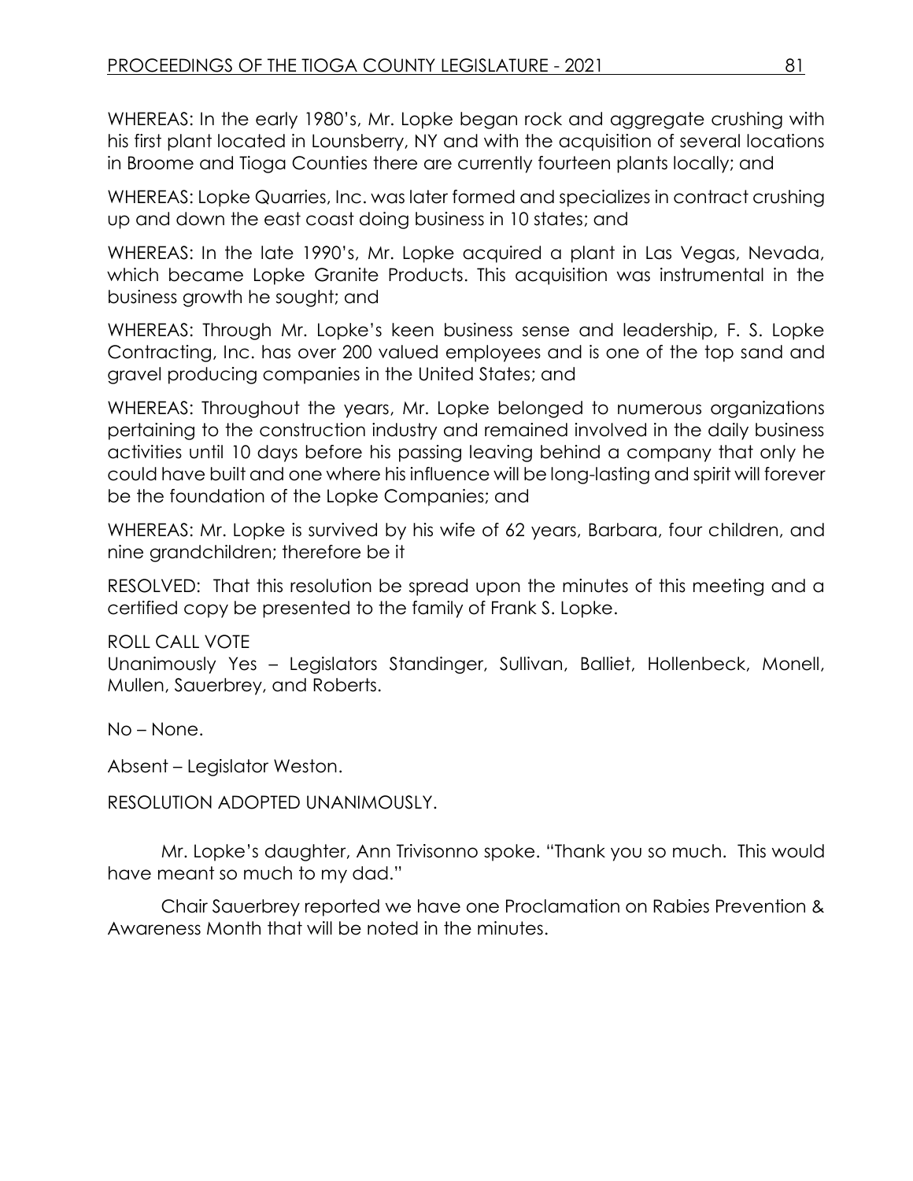WHEREAS: In the early 1980's, Mr. Lopke began rock and aggregate crushing with his first plant located in Lounsberry, NY and with the acquisition of several locations in Broome and Tioga Counties there are currently fourteen plants locally; and

WHEREAS: Lopke Quarries, Inc. was later formed and specializes in contract crushing up and down the east coast doing business in 10 states; and

WHEREAS: In the late 1990's, Mr. Lopke acquired a plant in Las Vegas, Nevada, which became Lopke Granite Products. This acquisition was instrumental in the business growth he sought; and

WHEREAS: Through Mr. Lopke's keen business sense and leadership, F. S. Lopke Contracting, Inc. has over 200 valued employees and is one of the top sand and gravel producing companies in the United States; and

WHEREAS: Throughout the years, Mr. Lopke belonged to numerous organizations pertaining to the construction industry and remained involved in the daily business activities until 10 days before his passing leaving behind a company that only he could have built and one where his influence will be long-lasting and spirit will forever be the foundation of the Lopke Companies; and

WHEREAS: Mr. Lopke is survived by his wife of 62 years, Barbara, four children, and nine grandchildren; therefore be it

RESOLVED: That this resolution be spread upon the minutes of this meeting and a certified copy be presented to the family of Frank S. Lopke.

ROLL CALL VOTE
Unanimously Yes – Legislators Standinger, Sullivan, Balliet, Hollenbeck, Monell, Mullen, Sauerbrey, and Roberts.

No – None.

Absent – Legislator Weston.

RESOLUTION ADOPTED UNANIMOUSLY.

Mr. Lopke's daughter, Ann Trivisonno spoke. "Thank you so much. This would have meant so much to my dad."

Chair Sauerbrey reported we have one Proclamation on Rabies Prevention & Awareness Month that will be noted in the minutes.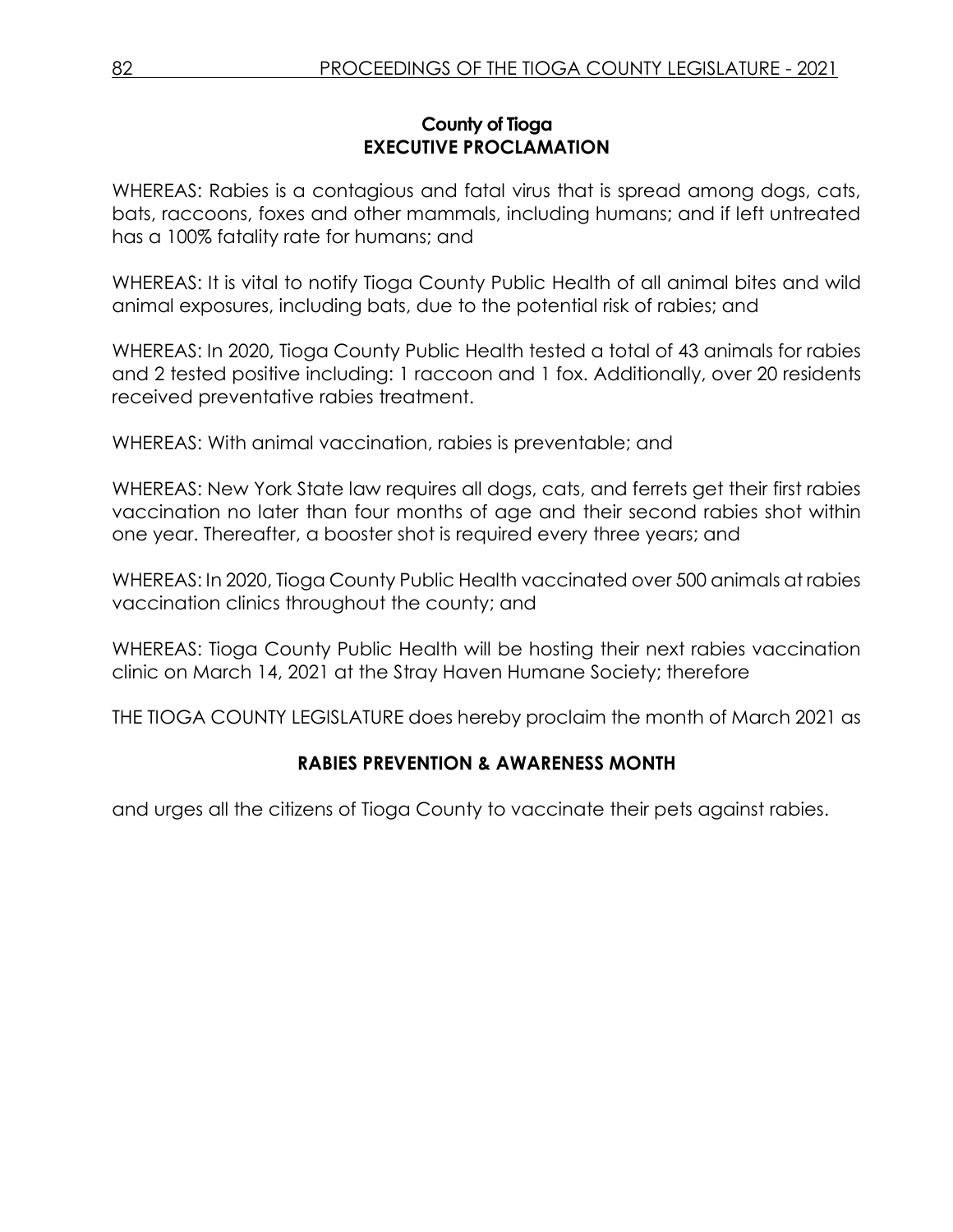## County of Tioga
## EXECUTIVE PROCLAMATION

WHEREAS: Rabies is a contagious and fatal virus that is spread among dogs, cats, bats, raccoons, foxes and other mammals, including humans; and if left untreated has a 100% fatality rate for humans; and

WHEREAS: It is vital to notify Tioga County Public Health of all animal bites and wild animal exposures, including bats, due to the potential risk of rabies; and

WHEREAS: In 2020, Tioga County Public Health tested a total of 43 animals for rabies and 2 tested positive including: 1 raccoon and 1 fox. Additionally, over 20 residents received preventative rabies treatment.

WHEREAS: With animal vaccination, rabies is preventable; and

WHEREAS: New York State law requires all dogs, cats, and ferrets get their first rabies vaccination no later than four months of age and their second rabies shot within one year. Thereafter, a booster shot is required every three years; and

WHEREAS: In 2020, Tioga County Public Health vaccinated over 500 animals at rabies vaccination clinics throughout the county; and

WHEREAS: Tioga County Public Health will be hosting their next rabies vaccination clinic on March 14, 2021 at the Stray Haven Humane Society; therefore

THE TIOGA COUNTY LEGISLATURE does hereby proclaim the month of March 2021 as

**RABIES PREVENTION & AWARENESS MONTH**

and urges all the citizens of Tioga County to vaccinate their pets against rabies.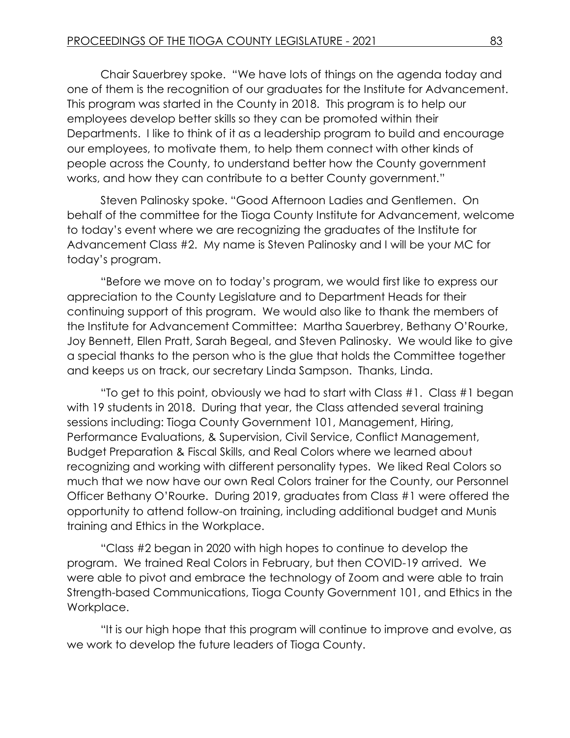Chair Sauerbrey spoke. "We have lots of things on the agenda today and one of them is the recognition of our graduates for the Institute for Advancement. This program was started in the County in 2018. This program is to help our employees develop better skills so they can be promoted within their Departments. I like to think of it as a leadership program to build and encourage our employees, to motivate them, to help them connect with other kinds of people across the County, to understand better how the County government works, and how they can contribute to a better County government."

Steven Palinosky spoke. "Good Afternoon Ladies and Gentlemen. On behalf of the committee for the Tioga County Institute for Advancement, welcome to today's event where we are recognizing the graduates of the Institute for Advancement Class #2. My name is Steven Palinosky and I will be your MC for today's program.

"Before we move on to today's program, we would first like to express our appreciation to the County Legislature and to Department Heads for their continuing support of this program. We would also like to thank the members of the Institute for Advancement Committee: Martha Sauerbrey, Bethany O'Rourke, Joy Bennett, Ellen Pratt, Sarah Begeal, and Steven Palinosky. We would like to give a special thanks to the person who is the glue that holds the Committee together and keeps us on track, our secretary Linda Sampson. Thanks, Linda.

"To get to this point, obviously we had to start with Class #1. Class #1 began with 19 students in 2018. During that year, the Class attended several training sessions including: Tioga County Government 101, Management, Hiring, Performance Evaluations, & Supervision, Civil Service, Conflict Management, Budget Preparation & Fiscal Skills, and Real Colors where we learned about recognizing and working with different personality types. We liked Real Colors so much that we now have our own Real Colors trainer for the County, our Personnel Officer Bethany O'Rourke. During 2019, graduates from Class #1 were offered the opportunity to attend follow-on training, including additional budget and Munis training and Ethics in the Workplace.

"Class #2 began in 2020 with high hopes to continue to develop the program. We trained Real Colors in February, but then COVID-19 arrived. We were able to pivot and embrace the technology of Zoom and were able to train Strength-based Communications, Tioga County Government 101, and Ethics in the Workplace.

"It is our high hope that this program will continue to improve and evolve, as we work to develop the future leaders of Tioga County.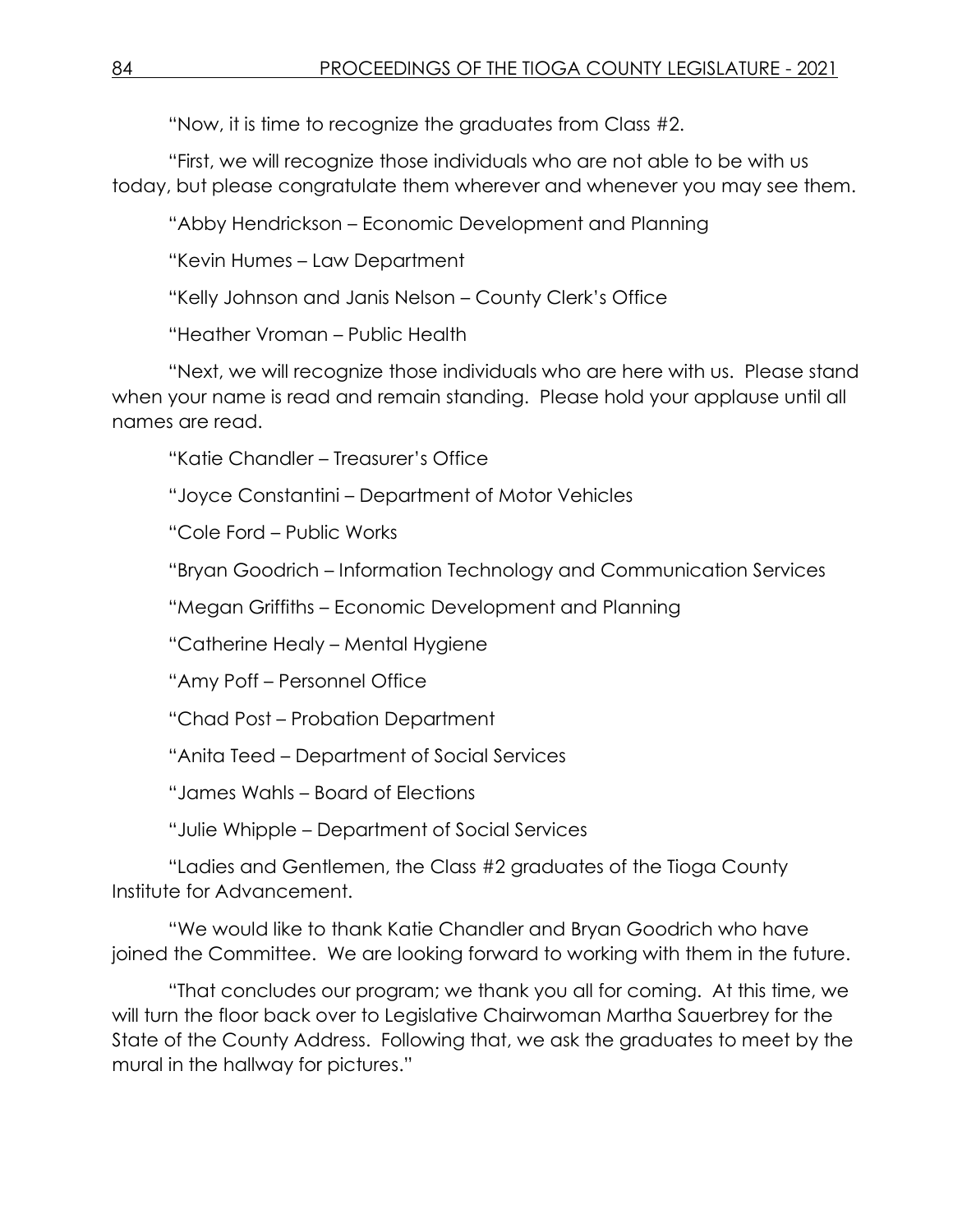"Now, it is time to recognize the graduates from Class #2.

"First, we will recognize those individuals who are not able to be with us today, but please congratulate them wherever and whenever you may see them.

"Abby Hendrickson – Economic Development and Planning

"Kevin Humes – Law Department

"Kelly Johnson and Janis Nelson – County Clerk's Office

"Heather Vroman – Public Health

"Next, we will recognize those individuals who are here with us. Please stand when your name is read and remain standing. Please hold your applause until all names are read.

"Katie Chandler – Treasurer's Office

"Joyce Constantini – Department of Motor Vehicles

"Cole Ford – Public Works

"Bryan Goodrich – Information Technology and Communication Services

"Megan Griffiths – Economic Development and Planning

"Catherine Healy – Mental Hygiene

"Amy Poff – Personnel Office

"Chad Post – Probation Department

"Anita Teed – Department of Social Services

"James Wahls – Board of Elections

"Julie Whipple – Department of Social Services

"Ladies and Gentlemen, the Class #2 graduates of the Tioga County Institute for Advancement.

"We would like to thank Katie Chandler and Bryan Goodrich who have joined the Committee. We are looking forward to working with them in the future.

"That concludes our program; we thank you all for coming. At this time, we will turn the floor back over to Legislative Chairwoman Martha Sauerbrey for the State of the County Address. Following that, we ask the graduates to meet by the mural in the hallway for pictures."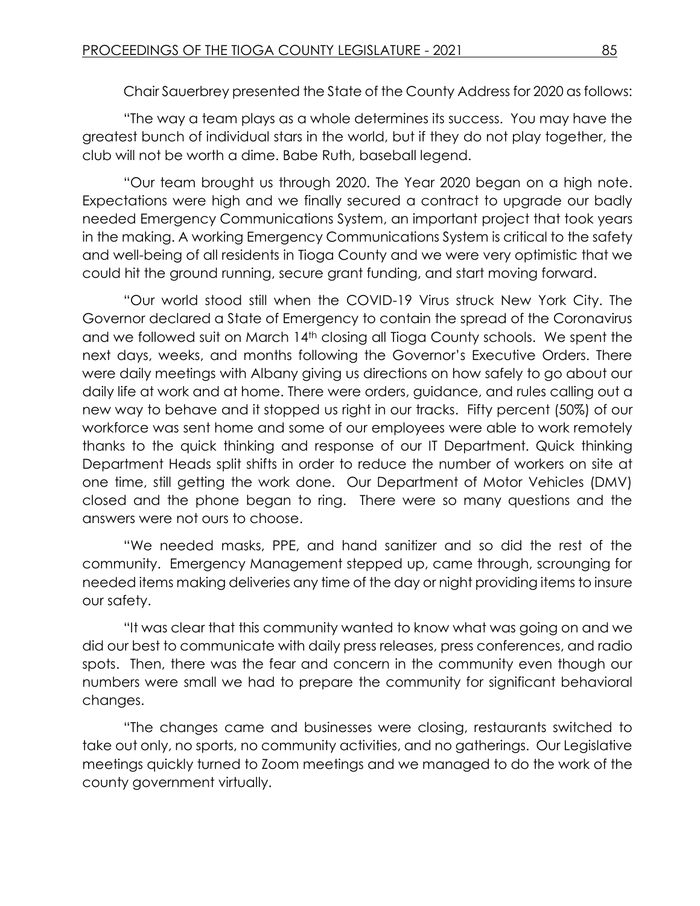Chair Sauerbrey presented the State of the County Address for 2020 as follows:

"The way a team plays as a whole determines its success. You may have the greatest bunch of individual stars in the world, but if they do not play together, the club will not be worth a dime. Babe Ruth, baseball legend.

"Our team brought us through 2020. The Year 2020 began on a high note. Expectations were high and we finally secured a contract to upgrade our badly needed Emergency Communications System, an important project that took years in the making. A working Emergency Communications System is critical to the safety and well-being of all residents in Tioga County and we were very optimistic that we could hit the ground running, secure grant funding, and start moving forward.

"Our world stood still when the COVID-19 Virus struck New York City. The Governor declared a State of Emergency to contain the spread of the Coronavirus and we followed suit on March 14th closing all Tioga County schools. We spent the next days, weeks, and months following the Governor's Executive Orders. There were daily meetings with Albany giving us directions on how safely to go about our daily life at work and at home. There were orders, guidance, and rules calling out a new way to behave and it stopped us right in our tracks. Fifty percent (50%) of our workforce was sent home and some of our employees were able to work remotely thanks to the quick thinking and response of our IT Department. Quick thinking Department Heads split shifts in order to reduce the number of workers on site at one time, still getting the work done. Our Department of Motor Vehicles (DMV) closed and the phone began to ring. There were so many questions and the answers were not ours to choose.

"We needed masks, PPE, and hand sanitizer and so did the rest of the community. Emergency Management stepped up, came through, scrounging for needed items making deliveries any time of the day or night providing items to insure our safety.

"It was clear that this community wanted to know what was going on and we did our best to communicate with daily press releases, press conferences, and radio spots. Then, there was the fear and concern in the community even though our numbers were small we had to prepare the community for significant behavioral changes.

"The changes came and businesses were closing, restaurants switched to take out only, no sports, no community activities, and no gatherings. Our Legislative meetings quickly turned to Zoom meetings and we managed to do the work of the county government virtually.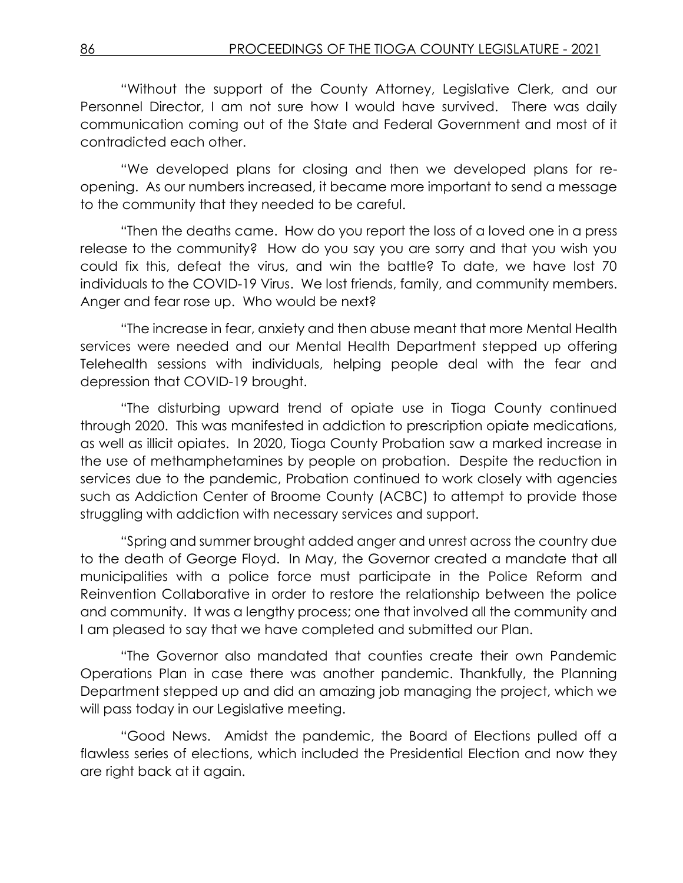"Without the support of the County Attorney, Legislative Clerk, and our Personnel Director, I am not sure how I would have survived. There was daily communication coming out of the State and Federal Government and most of it contradicted each other.

"We developed plans for closing and then we developed plans for re-opening. As our numbers increased, it became more important to send a message to the community that they needed to be careful.

"Then the deaths came. How do you report the loss of a loved one in a press release to the community? How do you say you are sorry and that you wish you could fix this, defeat the virus, and win the battle? To date, we have lost 70 individuals to the COVID-19 Virus. We lost friends, family, and community members. Anger and fear rose up. Who would be next?

"The increase in fear, anxiety and then abuse meant that more Mental Health services were needed and our Mental Health Department stepped up offering Telehealth sessions with individuals, helping people deal with the fear and depression that COVID-19 brought.

"The disturbing upward trend of opiate use in Tioga County continued through 2020. This was manifested in addiction to prescription opiate medications, as well as illicit opiates. In 2020, Tioga County Probation saw a marked increase in the use of methamphetamines by people on probation. Despite the reduction in services due to the pandemic, Probation continued to work closely with agencies such as Addiction Center of Broome County (ACBC) to attempt to provide those struggling with addiction with necessary services and support.

"Spring and summer brought added anger and unrest across the country due to the death of George Floyd. In May, the Governor created a mandate that all municipalities with a police force must participate in the Police Reform and Reinvention Collaborative in order to restore the relationship between the police and community. It was a lengthy process; one that involved all the community and I am pleased to say that we have completed and submitted our Plan.

"The Governor also mandated that counties create their own Pandemic Operations Plan in case there was another pandemic. Thankfully, the Planning Department stepped up and did an amazing job managing the project, which we will pass today in our Legislative meeting.

"Good News. Amidst the pandemic, the Board of Elections pulled off a flawless series of elections, which included the Presidential Election and now they are right back at it again.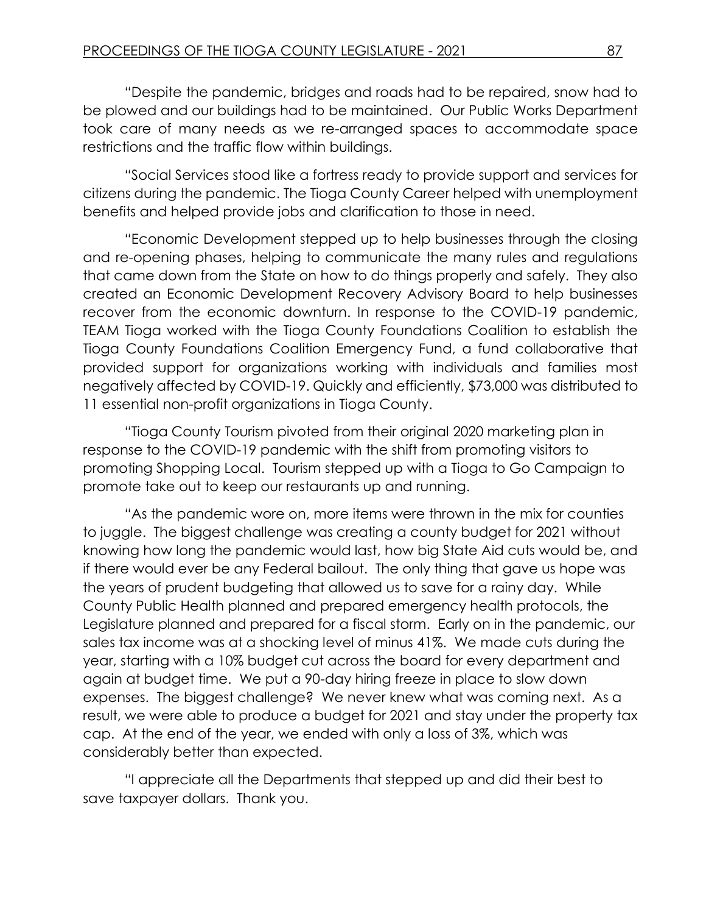"Despite the pandemic, bridges and roads had to be repaired, snow had to be plowed and our buildings had to be maintained. Our Public Works Department took care of many needs as we re-arranged spaces to accommodate space restrictions and the traffic flow within buildings.

"Social Services stood like a fortress ready to provide support and services for citizens during the pandemic. The Tioga County Career helped with unemployment benefits and helped provide jobs and clarification to those in need.

"Economic Development stepped up to help businesses through the closing and re-opening phases, helping to communicate the many rules and regulations that came down from the State on how to do things properly and safely. They also created an Economic Development Recovery Advisory Board to help businesses recover from the economic downturn. In response to the COVID-19 pandemic, TEAM Tioga worked with the Tioga County Foundations Coalition to establish the Tioga County Foundations Coalition Emergency Fund, a fund collaborative that provided support for organizations working with individuals and families most negatively affected by COVID-19. Quickly and efficiently, $73,000 was distributed to 11 essential non-profit organizations in Tioga County.

"Tioga County Tourism pivoted from their original 2020 marketing plan in response to the COVID-19 pandemic with the shift from promoting visitors to promoting Shopping Local. Tourism stepped up with a Tioga to Go Campaign to promote take out to keep our restaurants up and running.

"As the pandemic wore on, more items were thrown in the mix for counties to juggle. The biggest challenge was creating a county budget for 2021 without knowing how long the pandemic would last, how big State Aid cuts would be, and if there would ever be any Federal bailout. The only thing that gave us hope was the years of prudent budgeting that allowed us to save for a rainy day. While County Public Health planned and prepared emergency health protocols, the Legislature planned and prepared for a fiscal storm. Early on in the pandemic, our sales tax income was at a shocking level of minus 41%. We made cuts during the year, starting with a 10% budget cut across the board for every department and again at budget time. We put a 90-day hiring freeze in place to slow down expenses. The biggest challenge? We never knew what was coming next. As a result, we were able to produce a budget for 2021 and stay under the property tax cap. At the end of the year, we ended with only a loss of 3%, which was considerably better than expected.

"I appreciate all the Departments that stepped up and did their best to save taxpayer dollars. Thank you.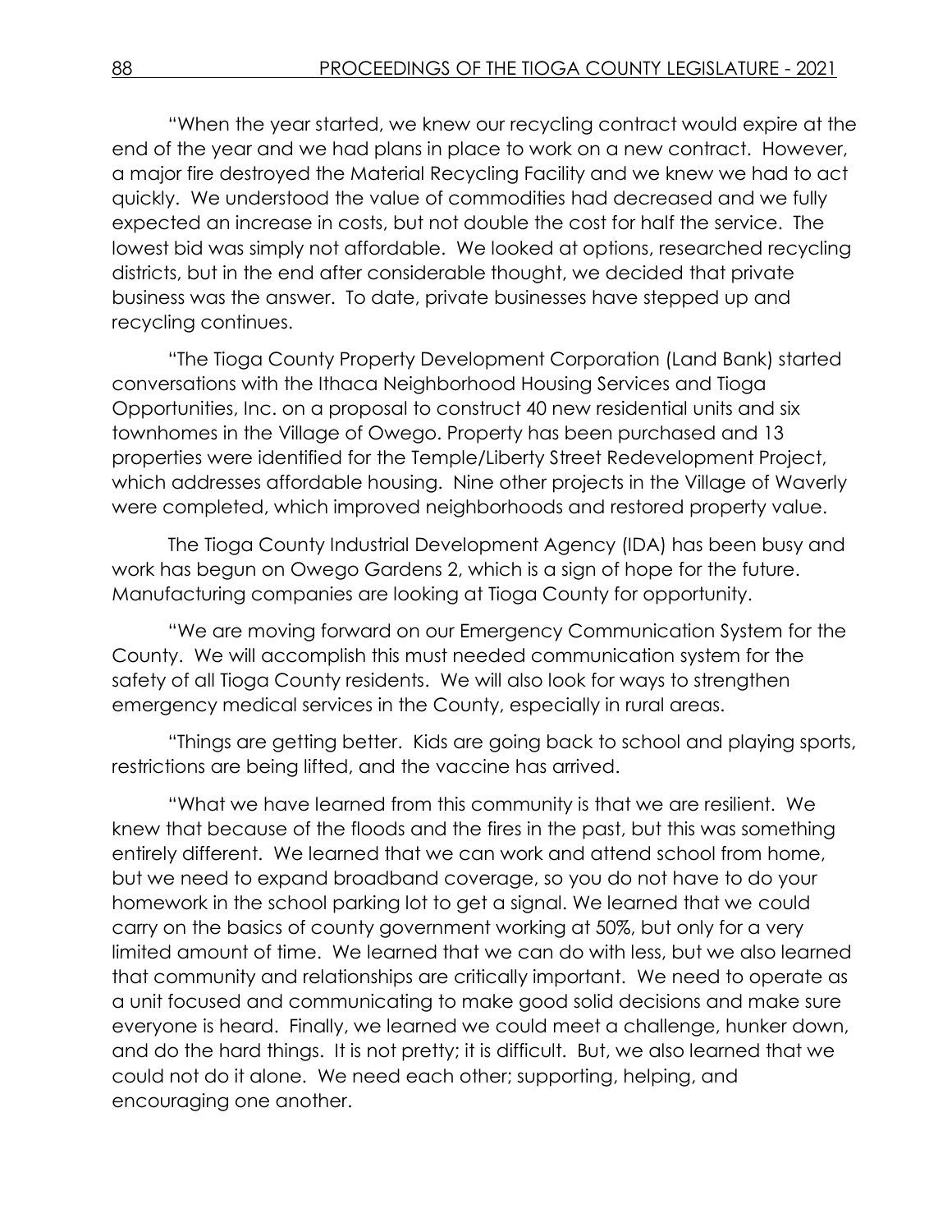"When the year started, we knew our recycling contract would expire at the end of the year and we had plans in place to work on a new contract. However, a major fire destroyed the Material Recycling Facility and we knew we had to act quickly. We understood the value of commodities had decreased and we fully expected an increase in costs, but not double the cost for half the service. The lowest bid was simply not affordable. We looked at options, researched recycling districts, but in the end after considerable thought, we decided that private business was the answer. To date, private businesses have stepped up and recycling continues.

"The Tioga County Property Development Corporation (Land Bank) started conversations with the Ithaca Neighborhood Housing Services and Tioga Opportunities, Inc. on a proposal to construct 40 new residential units and six townhomes in the Village of Owego. Property has been purchased and 13 properties were identified for the Temple/Liberty Street Redevelopment Project, which addresses affordable housing. Nine other projects in the Village of Waverly were completed, which improved neighborhoods and restored property value.

The Tioga County Industrial Development Agency (IDA) has been busy and work has begun on Owego Gardens 2, which is a sign of hope for the future. Manufacturing companies are looking at Tioga County for opportunity.

"We are moving forward on our Emergency Communication System for the County. We will accomplish this must needed communication system for the safety of all Tioga County residents. We will also look for ways to strengthen emergency medical services in the County, especially in rural areas.

"Things are getting better. Kids are going back to school and playing sports, restrictions are being lifted, and the vaccine has arrived.

"What we have learned from this community is that we are resilient. We knew that because of the floods and the fires in the past, but this was something entirely different. We learned that we can work and attend school from home, but we need to expand broadband coverage, so you do not have to do your homework in the school parking lot to get a signal. We learned that we could carry on the basics of county government working at 50%, but only for a very limited amount of time. We learned that we can do with less, but we also learned that community and relationships are critically important. We need to operate as a unit focused and communicating to make good solid decisions and make sure everyone is heard. Finally, we learned we could meet a challenge, hunker down, and do the hard things. It is not pretty; it is difficult. But, we also learned that we could not do it alone. We need each other; supporting, helping, and encouraging one another.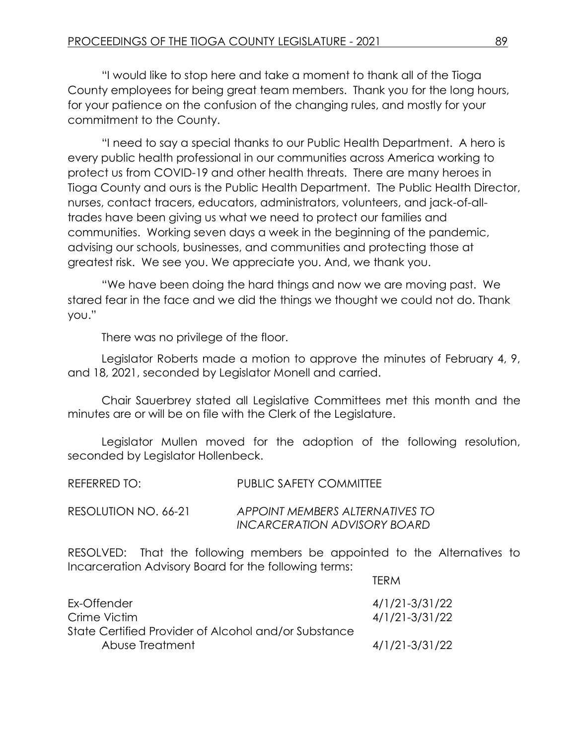"I would like to stop here and take a moment to thank all of the Tioga County employees for being great team members. Thank you for the long hours, for your patience on the confusion of the changing rules, and mostly for your commitment to the County.

"I need to say a special thanks to our Public Health Department. A hero is every public health professional in our communities across America working to protect us from COVID-19 and other health threats. There are many heroes in Tioga County and ours is the Public Health Department. The Public Health Director, nurses, contact tracers, educators, administrators, volunteers, and jack-of-all-trades have been giving us what we need to protect our families and communities. Working seven days a week in the beginning of the pandemic, advising our schools, businesses, and communities and protecting those at greatest risk. We see you. We appreciate you. And, we thank you.

"We have been doing the hard things and now we are moving past. We stared fear in the face and we did the things we thought we could not do. Thank you."

There was no privilege of the floor.

Legislator Roberts made a motion to approve the minutes of February 4, 9, and 18, 2021, seconded by Legislator Monell and carried.

Chair Sauerbrey stated all Legislative Committees met this month and the minutes are or will be on file with the Clerk of the Legislature.

Legislator Mullen moved for the adoption of the following resolution, seconded by Legislator Hollenbeck.

REFERRED TO: PUBLIC SAFETY COMMITTEE

RESOLUTION NO. 66-21 *APPOINT MEMBERS ALTERNATIVES TO INCARCERATION ADVISORY BOARD*

RESOLVED: That the following members be appointed to the Alternatives to Incarceration Advisory Board for the following terms:

| | TERM |
|---|---|
| Ex-Offender | 4/1/21-3/31/22 |
| Crime Victim | 4/1/21-3/31/22 |
| State Certified Provider of Alcohol and/or Substance Abuse Treatment | 4/1/21-3/31/22 |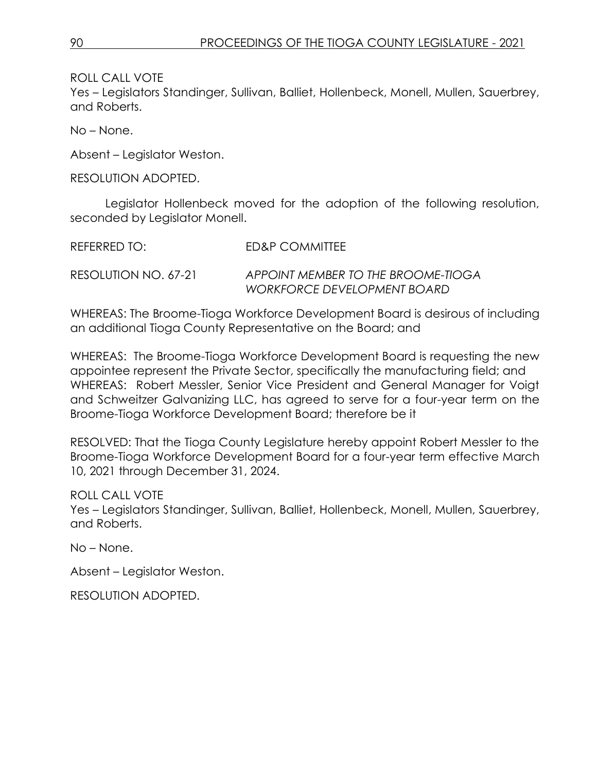ROLL CALL VOTE
Yes – Legislators Standinger, Sullivan, Balliet, Hollenbeck, Monell, Mullen, Sauerbrey, and Roberts.

No – None.

Absent – Legislator Weston.

RESOLUTION ADOPTED.

Legislator Hollenbeck moved for the adoption of the following resolution, seconded by Legislator Monell.

REFERRED TO: ED&P COMMITTEE

RESOLUTION NO. 67-21 *APPOINT MEMBER TO THE BROOME-TIOGA WORKFORCE DEVELOPMENT BOARD*

WHEREAS: The Broome-Tioga Workforce Development Board is desirous of including an additional Tioga County Representative on the Board; and

WHEREAS: The Broome-Tioga Workforce Development Board is requesting the new appointee represent the Private Sector, specifically the manufacturing field; and
WHEREAS: Robert Messler, Senior Vice President and General Manager for Voigt and Schweitzer Galvanizing LLC, has agreed to serve for a four-year term on the Broome-Tioga Workforce Development Board; therefore be it

RESOLVED: That the Tioga County Legislature hereby appoint Robert Messler to the Broome-Tioga Workforce Development Board for a four-year term effective March 10, 2021 through December 31, 2024.

ROLL CALL VOTE
Yes – Legislators Standinger, Sullivan, Balliet, Hollenbeck, Monell, Mullen, Sauerbrey, and Roberts.

No – None.

Absent – Legislator Weston.

RESOLUTION ADOPTED.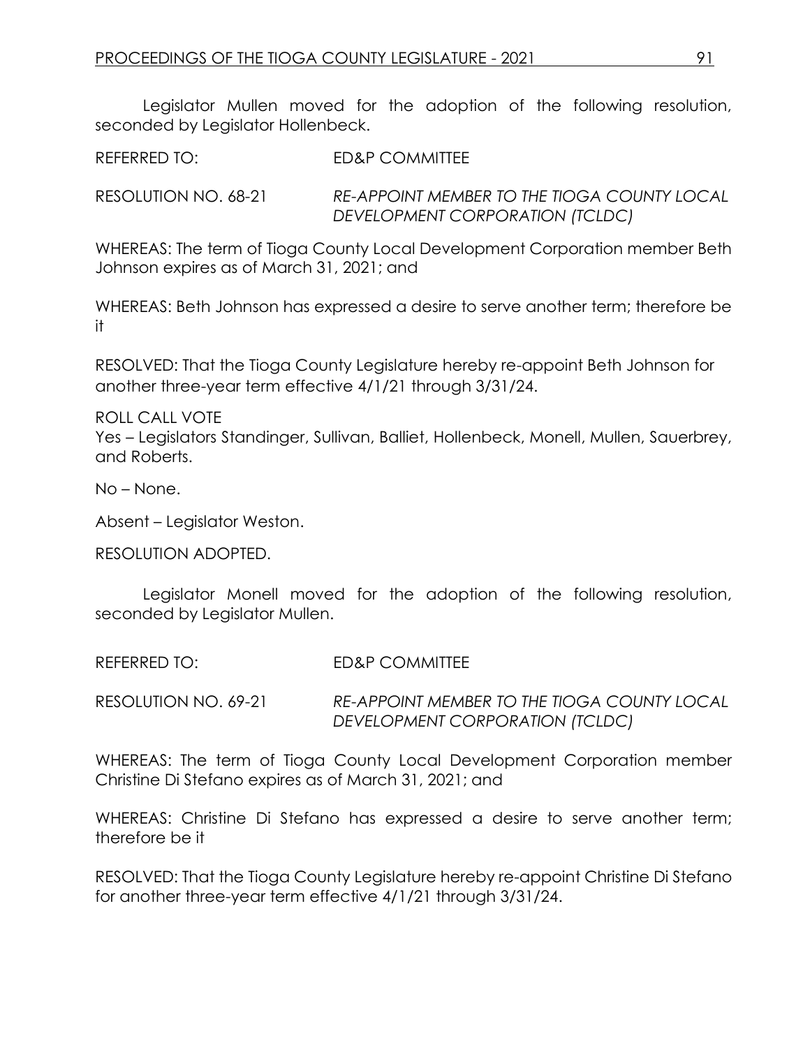Legislator Mullen moved for the adoption of the following resolution, seconded by Legislator Hollenbeck.

REFERRED TO: ED&P COMMITTEE

RESOLUTION NO. 68-21 *RE-APPOINT MEMBER TO THE TIOGA COUNTY LOCAL DEVELOPMENT CORPORATION (TCLDC)*

WHEREAS: The term of Tioga County Local Development Corporation member Beth Johnson expires as of March 31, 2021; and

WHEREAS: Beth Johnson has expressed a desire to serve another term; therefore be it

RESOLVED: That the Tioga County Legislature hereby re-appoint Beth Johnson for another three-year term effective 4/1/21 through 3/31/24.

ROLL CALL VOTE
Yes – Legislators Standinger, Sullivan, Balliet, Hollenbeck, Monell, Mullen, Sauerbrey, and Roberts.

No – None.

Absent – Legislator Weston.

RESOLUTION ADOPTED.

Legislator Monell moved for the adoption of the following resolution, seconded by Legislator Mullen.

REFERRED TO: ED&P COMMITTEE

RESOLUTION NO. 69-21 *RE-APPOINT MEMBER TO THE TIOGA COUNTY LOCAL DEVELOPMENT CORPORATION (TCLDC)*

WHEREAS: The term of Tioga County Local Development Corporation member Christine Di Stefano expires as of March 31, 2021; and

WHEREAS: Christine Di Stefano has expressed a desire to serve another term; therefore be it

RESOLVED: That the Tioga County Legislature hereby re-appoint Christine Di Stefano for another three-year term effective 4/1/21 through 3/31/24.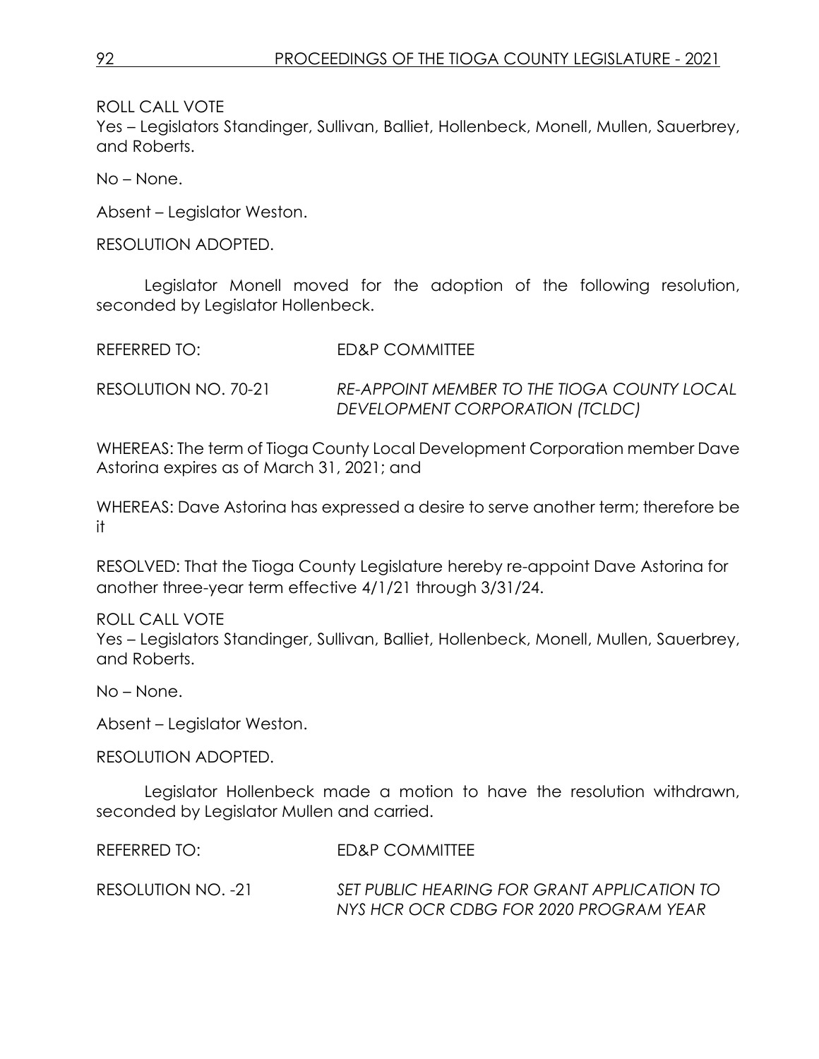ROLL CALL VOTE
Yes – Legislators Standinger, Sullivan, Balliet, Hollenbeck, Monell, Mullen, Sauerbrey, and Roberts.

No – None.

Absent – Legislator Weston.

RESOLUTION ADOPTED.

Legislator Monell moved for the adoption of the following resolution, seconded by Legislator Hollenbeck.

REFERRED TO: ED&P COMMITTEE

RESOLUTION NO. 70-21 *RE-APPOINT MEMBER TO THE TIOGA COUNTY LOCAL DEVELOPMENT CORPORATION (TCLDC)*

WHEREAS: The term of Tioga County Local Development Corporation member Dave Astorina expires as of March 31, 2021; and

WHEREAS: Dave Astorina has expressed a desire to serve another term; therefore be it

RESOLVED: That the Tioga County Legislature hereby re-appoint Dave Astorina for another three-year term effective 4/1/21 through 3/31/24.

ROLL CALL VOTE
Yes – Legislators Standinger, Sullivan, Balliet, Hollenbeck, Monell, Mullen, Sauerbrey, and Roberts.

No – None.

Absent – Legislator Weston.

RESOLUTION ADOPTED.

Legislator Hollenbeck made a motion to have the resolution withdrawn, seconded by Legislator Mullen and carried.

REFERRED TO: ED&P COMMITTEE

RESOLUTION NO. -21 *SET PUBLIC HEARING FOR GRANT APPLICATION TO NYS HCR OCR CDBG FOR 2020 PROGRAM YEAR*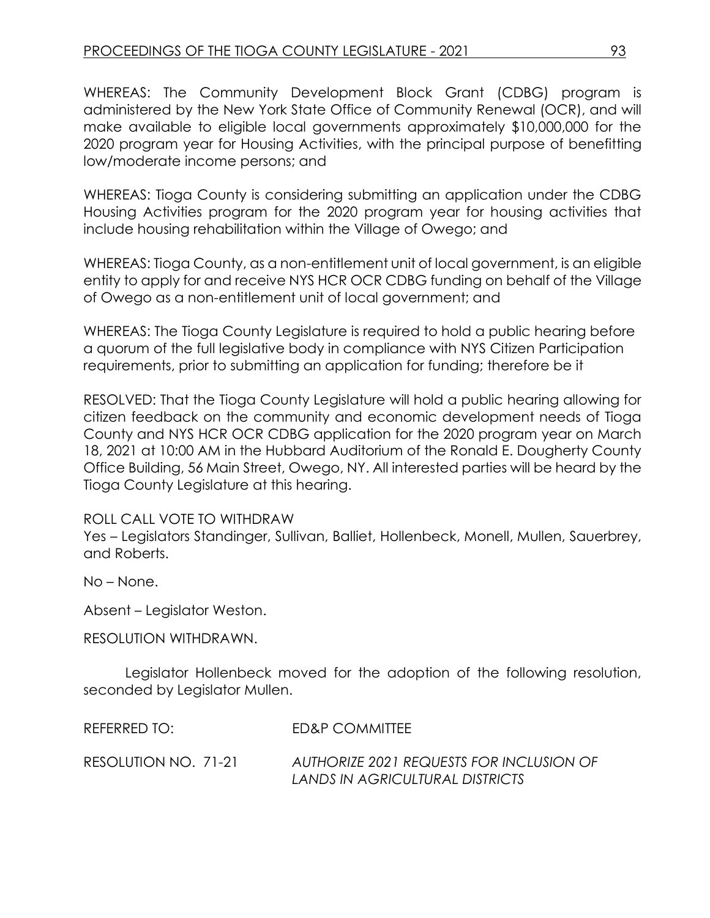WHEREAS: The Community Development Block Grant (CDBG) program is administered by the New York State Office of Community Renewal (OCR), and will make available to eligible local governments approximately $10,000,000 for the 2020 program year for Housing Activities, with the principal purpose of benefitting low/moderate income persons; and

WHEREAS: Tioga County is considering submitting an application under the CDBG Housing Activities program for the 2020 program year for housing activities that include housing rehabilitation within the Village of Owego; and

WHEREAS: Tioga County, as a non-entitlement unit of local government, is an eligible entity to apply for and receive NYS HCR OCR CDBG funding on behalf of the Village of Owego as a non-entitlement unit of local government; and

WHEREAS: The Tioga County Legislature is required to hold a public hearing before a quorum of the full legislative body in compliance with NYS Citizen Participation requirements, prior to submitting an application for funding; therefore be it

RESOLVED: That the Tioga County Legislature will hold a public hearing allowing for citizen feedback on the community and economic development needs of Tioga County and NYS HCR OCR CDBG application for the 2020 program year on March 18, 2021 at 10:00 AM in the Hubbard Auditorium of the Ronald E. Dougherty County Office Building, 56 Main Street, Owego, NY. All interested parties will be heard by the Tioga County Legislature at this hearing.

ROLL CALL VOTE TO WITHDRAW

Yes – Legislators Standinger, Sullivan, Balliet, Hollenbeck, Monell, Mullen, Sauerbrey, and Roberts.

No – None.

Absent – Legislator Weston.

RESOLUTION WITHDRAWN.

Legislator Hollenbeck moved for the adoption of the following resolution, seconded by Legislator Mullen.

REFERRED TO: ED&P COMMITTEE

RESOLUTION NO. 71-21 *AUTHORIZE 2021 REQUESTS FOR INCLUSION OF LANDS IN AGRICULTURAL DISTRICTS*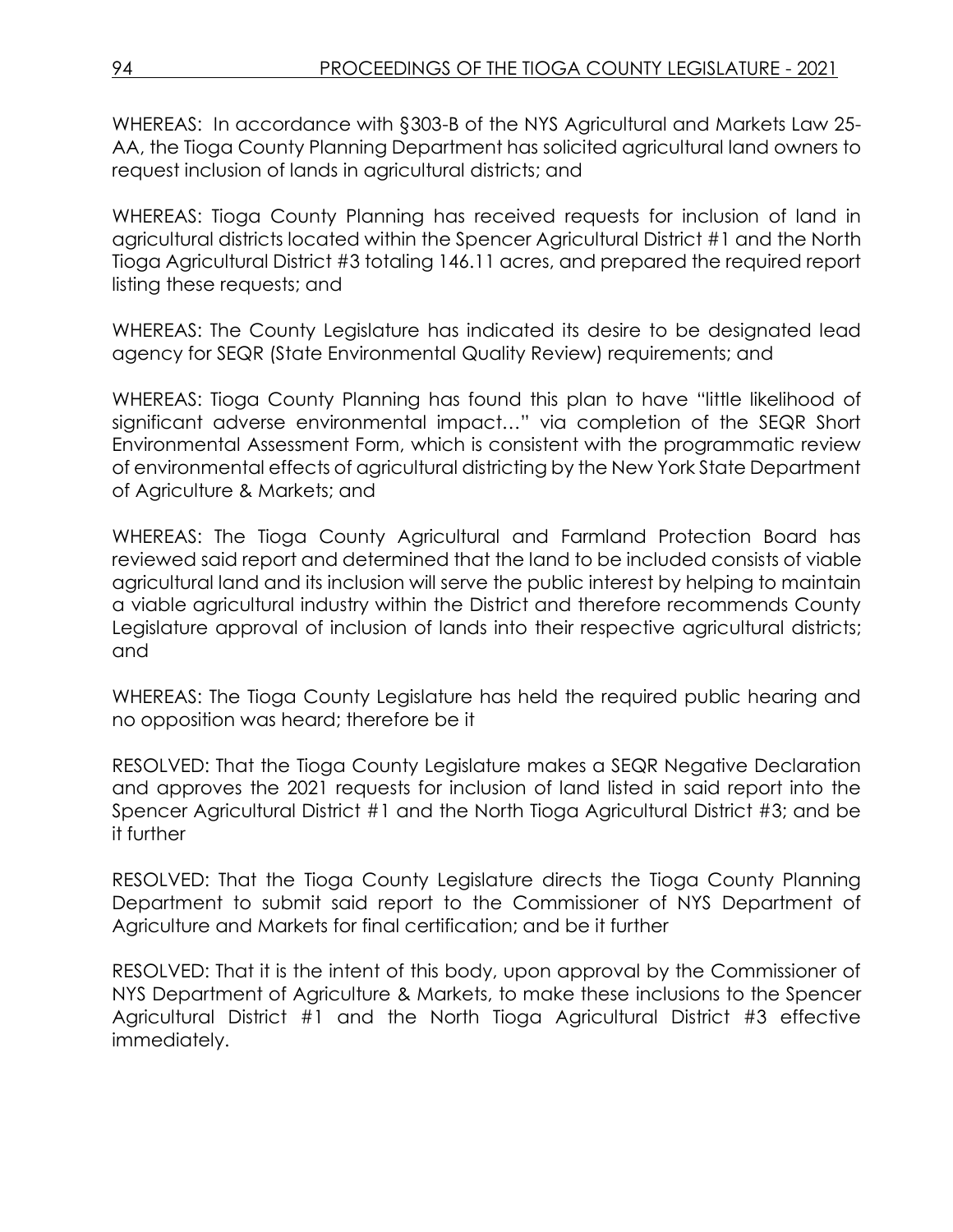WHEREAS: In accordance with §303-B of the NYS Agricultural and Markets Law 25-AA, the Tioga County Planning Department has solicited agricultural land owners to request inclusion of lands in agricultural districts; and

WHEREAS: Tioga County Planning has received requests for inclusion of land in agricultural districts located within the Spencer Agricultural District #1 and the North Tioga Agricultural District #3 totaling 146.11 acres, and prepared the required report listing these requests; and

WHEREAS: The County Legislature has indicated its desire to be designated lead agency for SEQR (State Environmental Quality Review) requirements; and

WHEREAS: Tioga County Planning has found this plan to have "little likelihood of significant adverse environmental impact…" via completion of the SEQR Short Environmental Assessment Form, which is consistent with the programmatic review of environmental effects of agricultural districting by the New York State Department of Agriculture & Markets; and

WHEREAS: The Tioga County Agricultural and Farmland Protection Board has reviewed said report and determined that the land to be included consists of viable agricultural land and its inclusion will serve the public interest by helping to maintain a viable agricultural industry within the District and therefore recommends County Legislature approval of inclusion of lands into their respective agricultural districts; and

WHEREAS: The Tioga County Legislature has held the required public hearing and no opposition was heard; therefore be it

RESOLVED: That the Tioga County Legislature makes a SEQR Negative Declaration and approves the 2021 requests for inclusion of land listed in said report into the Spencer Agricultural District #1 and the North Tioga Agricultural District #3; and be it further

RESOLVED: That the Tioga County Legislature directs the Tioga County Planning Department to submit said report to the Commissioner of NYS Department of Agriculture and Markets for final certification; and be it further

RESOLVED: That it is the intent of this body, upon approval by the Commissioner of NYS Department of Agriculture & Markets, to make these inclusions to the Spencer Agricultural District #1 and the North Tioga Agricultural District #3 effective immediately.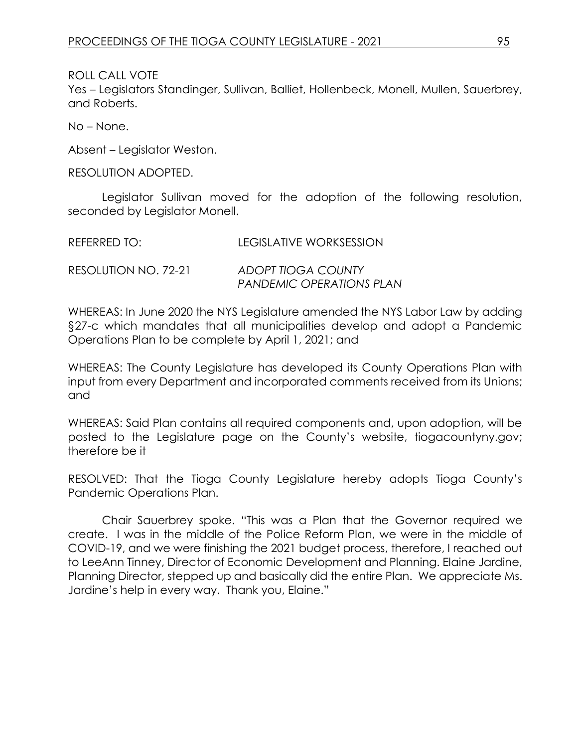ROLL CALL VOTE

Yes – Legislators Standinger, Sullivan, Balliet, Hollenbeck, Monell, Mullen, Sauerbrey, and Roberts.

No – None.

Absent – Legislator Weston.

RESOLUTION ADOPTED.

Legislator Sullivan moved for the adoption of the following resolution, seconded by Legislator Monell.

REFERRED TO: LEGISLATIVE WORKSESSION

RESOLUTION NO. 72-21 *ADOPT TIOGA COUNTY PANDEMIC OPERATIONS PLAN*

WHEREAS: In June 2020 the NYS Legislature amended the NYS Labor Law by adding §27-c which mandates that all municipalities develop and adopt a Pandemic Operations Plan to be complete by April 1, 2021; and

WHEREAS: The County Legislature has developed its County Operations Plan with input from every Department and incorporated comments received from its Unions; and

WHEREAS: Said Plan contains all required components and, upon adoption, will be posted to the Legislature page on the County's website, tiogacountyny.gov; therefore be it

RESOLVED: That the Tioga County Legislature hereby adopts Tioga County's Pandemic Operations Plan.

Chair Sauerbrey spoke. "This was a Plan that the Governor required we create. I was in the middle of the Police Reform Plan, we were in the middle of COVID-19, and we were finishing the 2021 budget process, therefore, I reached out to LeeAnn Tinney, Director of Economic Development and Planning. Elaine Jardine, Planning Director, stepped up and basically did the entire Plan. We appreciate Ms. Jardine's help in every way. Thank you, Elaine."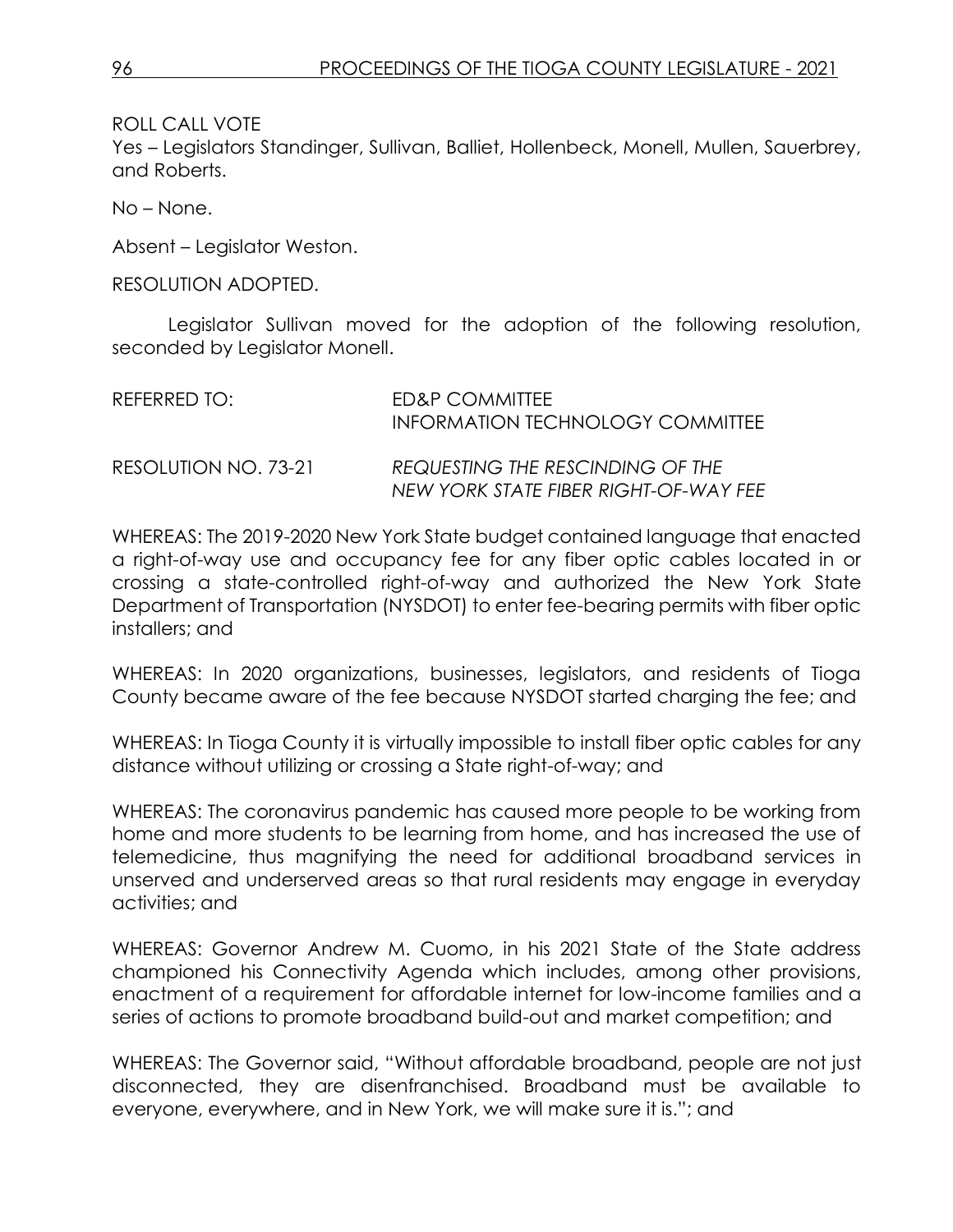ROLL CALL VOTE
Yes – Legislators Standinger, Sullivan, Balliet, Hollenbeck, Monell, Mullen, Sauerbrey, and Roberts.

No – None.

Absent – Legislator Weston.

RESOLUTION ADOPTED.

Legislator Sullivan moved for the adoption of the following resolution, seconded by Legislator Monell.

REFERRED TO: ED&P COMMITTEE
INFORMATION TECHNOLOGY COMMITTEE

RESOLUTION NO. 73-21 *REQUESTING THE RESCINDING OF THE NEW YORK STATE FIBER RIGHT-OF-WAY FEE*

WHEREAS: The 2019-2020 New York State budget contained language that enacted a right-of-way use and occupancy fee for any fiber optic cables located in or crossing a state-controlled right-of-way and authorized the New York State Department of Transportation (NYSDOT) to enter fee-bearing permits with fiber optic installers; and

WHEREAS: In 2020 organizations, businesses, legislators, and residents of Tioga County became aware of the fee because NYSDOT started charging the fee; and

WHEREAS: In Tioga County it is virtually impossible to install fiber optic cables for any distance without utilizing or crossing a State right-of-way; and

WHEREAS: The coronavirus pandemic has caused more people to be working from home and more students to be learning from home, and has increased the use of telemedicine, thus magnifying the need for additional broadband services in unserved and underserved areas so that rural residents may engage in everyday activities; and

WHEREAS: Governor Andrew M. Cuomo, in his 2021 State of the State address championed his Connectivity Agenda which includes, among other provisions, enactment of a requirement for affordable internet for low-income families and a series of actions to promote broadband build-out and market competition; and

WHEREAS: The Governor said, "Without affordable broadband, people are not just disconnected, they are disenfranchised. Broadband must be available to everyone, everywhere, and in New York, we will make sure it is."; and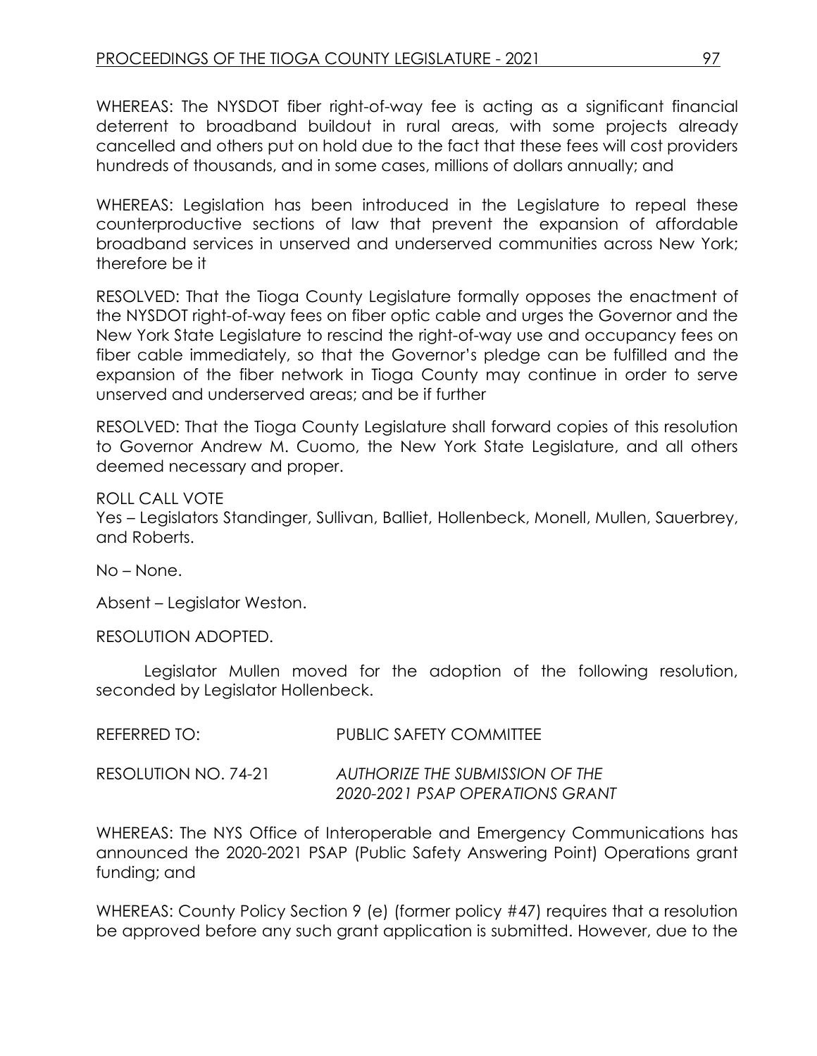WHEREAS: The NYSDOT fiber right-of-way fee is acting as a significant financial deterrent to broadband buildout in rural areas, with some projects already cancelled and others put on hold due to the fact that these fees will cost providers hundreds of thousands, and in some cases, millions of dollars annually; and

WHEREAS: Legislation has been introduced in the Legislature to repeal these counterproductive sections of law that prevent the expansion of affordable broadband services in unserved and underserved communities across New York; therefore be it

RESOLVED: That the Tioga County Legislature formally opposes the enactment of the NYSDOT right-of-way fees on fiber optic cable and urges the Governor and the New York State Legislature to rescind the right-of-way use and occupancy fees on fiber cable immediately, so that the Governor's pledge can be fulfilled and the expansion of the fiber network in Tioga County may continue in order to serve unserved and underserved areas; and be if further

RESOLVED: That the Tioga County Legislature shall forward copies of this resolution to Governor Andrew M. Cuomo, the New York State Legislature, and all others deemed necessary and proper.

ROLL CALL VOTE
Yes – Legislators Standinger, Sullivan, Balliet, Hollenbeck, Monell, Mullen, Sauerbrey, and Roberts.

No – None.

Absent – Legislator Weston.

RESOLUTION ADOPTED.

Legislator Mullen moved for the adoption of the following resolution, seconded by Legislator Hollenbeck.

REFERRED TO: PUBLIC SAFETY COMMITTEE

RESOLUTION NO. 74-21 *AUTHORIZE THE SUBMISSION OF THE 2020-2021 PSAP OPERATIONS GRANT*

WHEREAS: The NYS Office of Interoperable and Emergency Communications has announced the 2020-2021 PSAP (Public Safety Answering Point) Operations grant funding; and

WHEREAS: County Policy Section 9 (e) (former policy #47) requires that a resolution be approved before any such grant application is submitted. However, due to the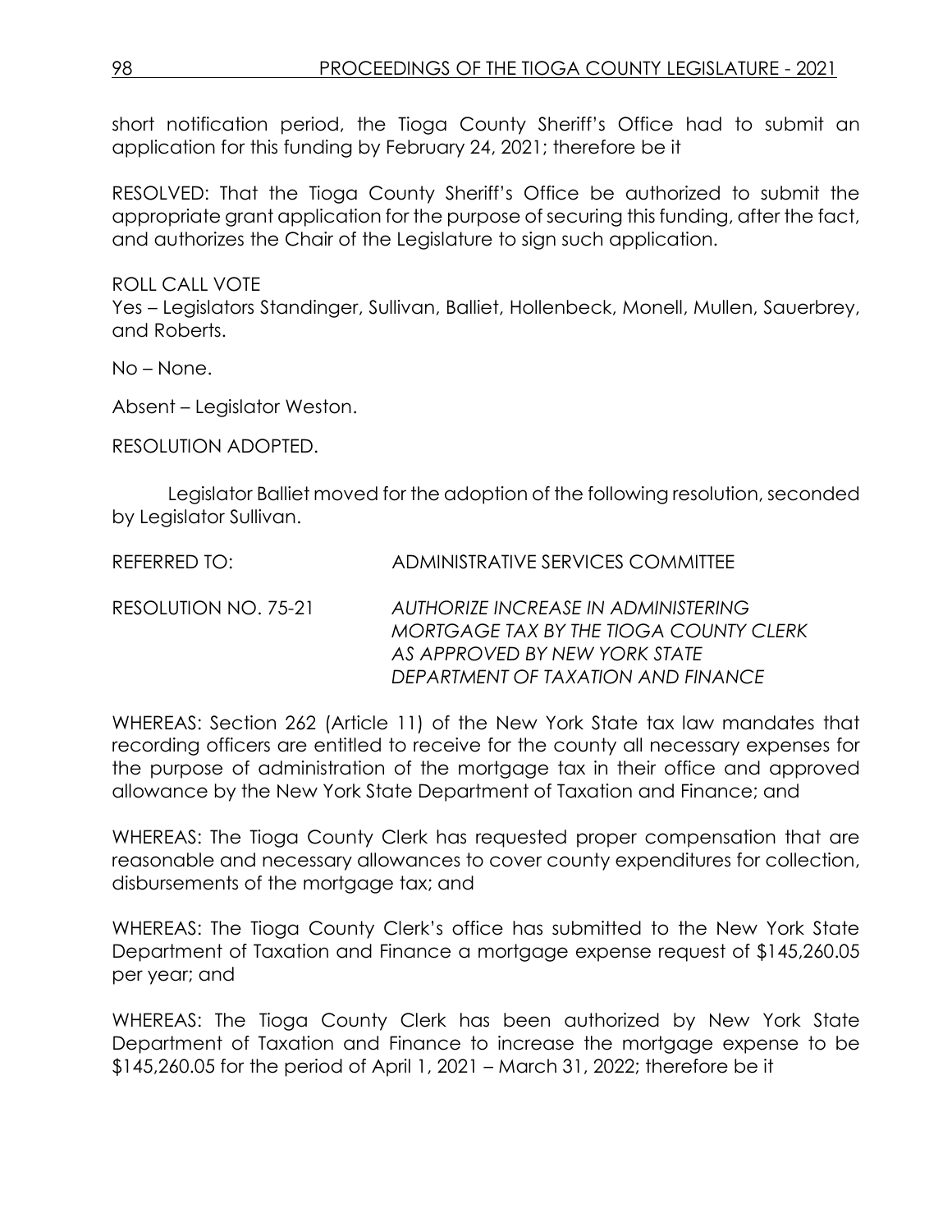short notification period, the Tioga County Sheriff's Office had to submit an application for this funding by February 24, 2021; therefore be it

RESOLVED: That the Tioga County Sheriff's Office be authorized to submit the appropriate grant application for the purpose of securing this funding, after the fact, and authorizes the Chair of the Legislature to sign such application.

ROLL CALL VOTE
Yes – Legislators Standinger, Sullivan, Balliet, Hollenbeck, Monell, Mullen, Sauerbrey, and Roberts.

No – None.

Absent – Legislator Weston.

RESOLUTION ADOPTED.

Legislator Balliet moved for the adoption of the following resolution, seconded by Legislator Sullivan.

REFERRED TO: ADMINISTRATIVE SERVICES COMMITTEE

RESOLUTION NO. 75-21 *AUTHORIZE INCREASE IN ADMINISTERING MORTGAGE TAX BY THE TIOGA COUNTY CLERK AS APPROVED BY NEW YORK STATE DEPARTMENT OF TAXATION AND FINANCE*

WHEREAS: Section 262 (Article 11) of the New York State tax law mandates that recording officers are entitled to receive for the county all necessary expenses for the purpose of administration of the mortgage tax in their office and approved allowance by the New York State Department of Taxation and Finance; and

WHEREAS: The Tioga County Clerk has requested proper compensation that are reasonable and necessary allowances to cover county expenditures for collection, disbursements of the mortgage tax; and

WHEREAS: The Tioga County Clerk's office has submitted to the New York State Department of Taxation and Finance a mortgage expense request of $145,260.05 per year; and

WHEREAS: The Tioga County Clerk has been authorized by New York State Department of Taxation and Finance to increase the mortgage expense to be $145,260.05 for the period of April 1, 2021 – March 31, 2022; therefore be it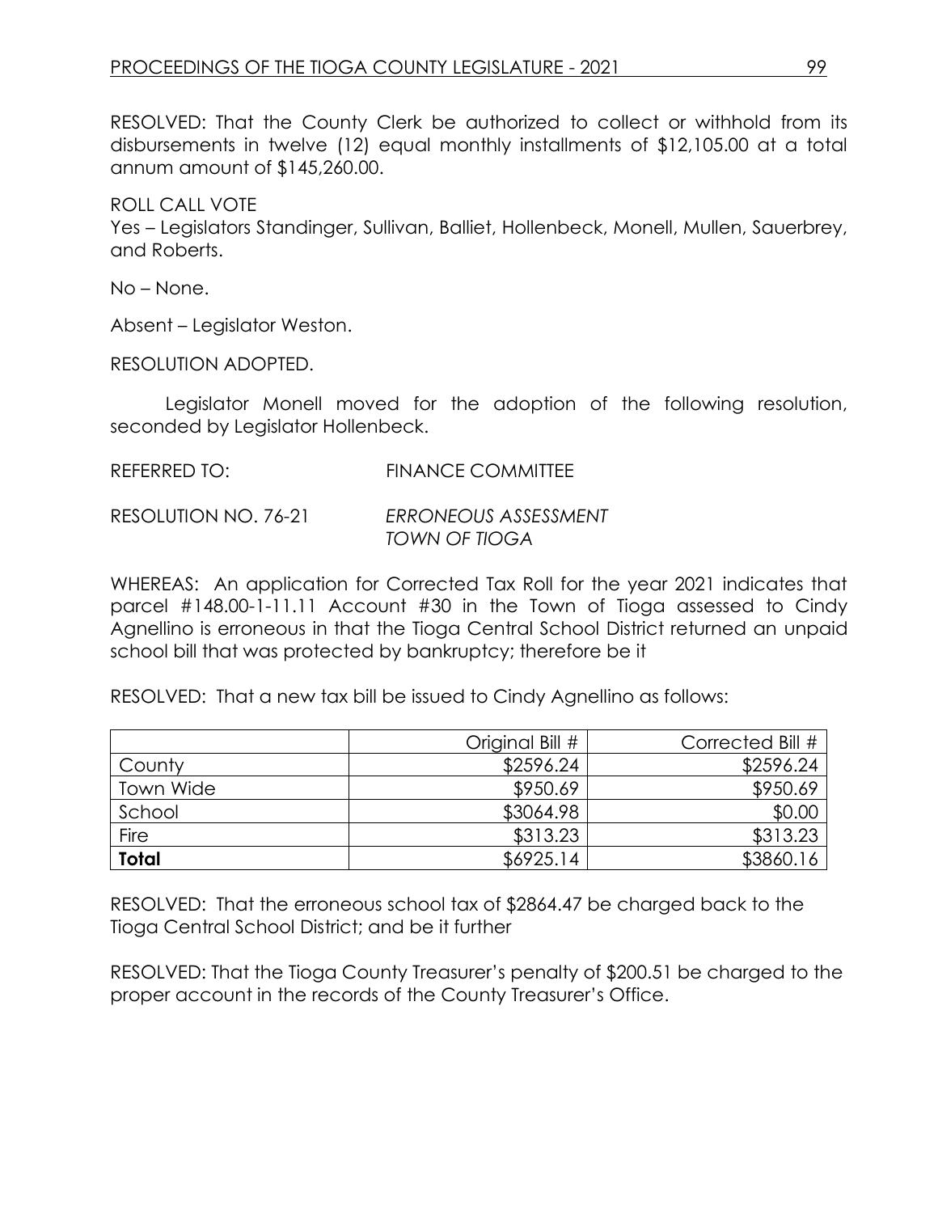RESOLVED: That the County Clerk be authorized to collect or withhold from its disbursements in twelve (12) equal monthly installments of $12,105.00 at a total annum amount of $145,260.00.

ROLL CALL VOTE

Yes – Legislators Standinger, Sullivan, Balliet, Hollenbeck, Monell, Mullen, Sauerbrey, and Roberts.

No – None.

Absent – Legislator Weston.

RESOLUTION ADOPTED.

Legislator Monell moved for the adoption of the following resolution, seconded by Legislator Hollenbeck.

REFERRED TO: FINANCE COMMITTEE

RESOLUTION NO. 76-21 *ERRONEOUS ASSESSMENT TOWN OF TIOGA*

WHEREAS: An application for Corrected Tax Roll for the year 2021 indicates that parcel #148.00-1-11.11 Account #30 in the Town of Tioga assessed to Cindy Agnellino is erroneous in that the Tioga Central School District returned an unpaid school bill that was protected by bankruptcy; therefore be it

RESOLVED: That a new tax bill be issued to Cindy Agnellino as follows:

| | Original Bill # | Corrected Bill # |
|---|---|---|
| County | $2596.24 | $2596.24 |
| Town Wide | $950.69 | $950.69 |
| School | $3064.98 | $0.00 |
| Fire | $313.23 | $313.23 |
| **Total** | $6925.14 | $3860.16 |

RESOLVED: That the erroneous school tax of $2864.47 be charged back to the Tioga Central School District; and be it further

RESOLVED: That the Tioga County Treasurer's penalty of $200.51 be charged to the proper account in the records of the County Treasurer's Office.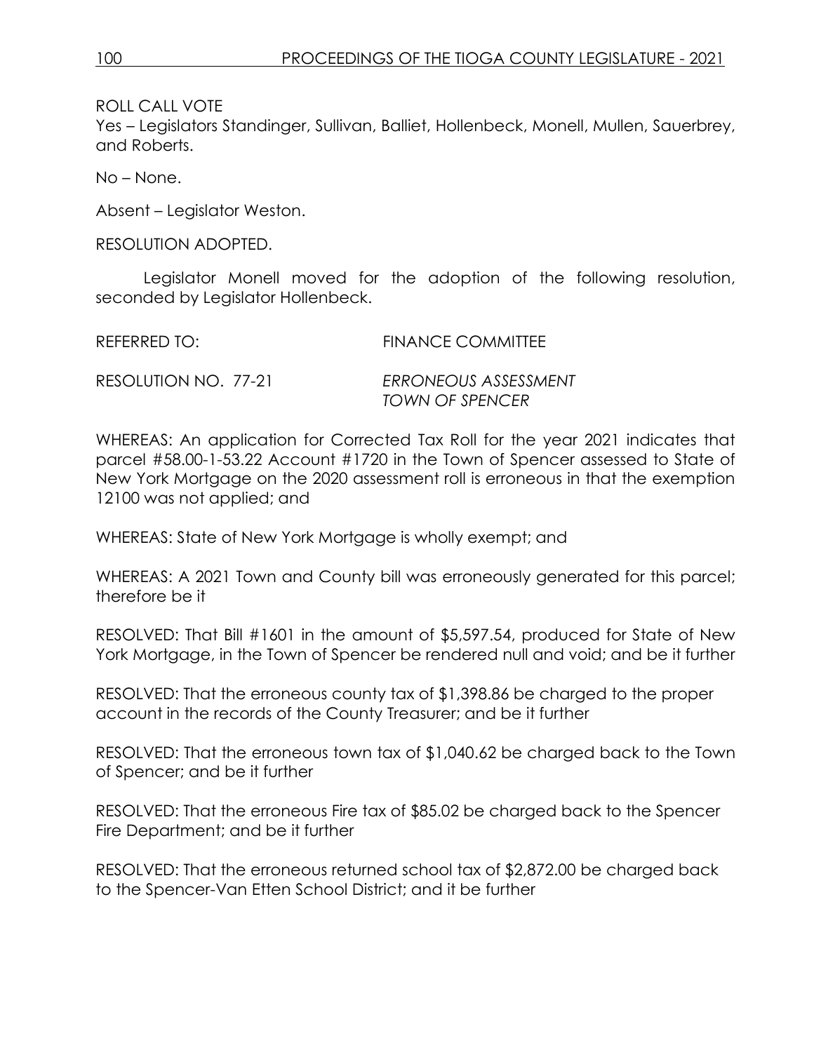ROLL CALL VOTE
Yes – Legislators Standinger, Sullivan, Balliet, Hollenbeck, Monell, Mullen, Sauerbrey, and Roberts.

No – None.

Absent – Legislator Weston.

RESOLUTION ADOPTED.

Legislator Monell moved for the adoption of the following resolution, seconded by Legislator Hollenbeck.

REFERRED TO: FINANCE COMMITTEE

RESOLUTION NO. 77-21 *ERRONEOUS ASSESSMENT TOWN OF SPENCER*

WHEREAS: An application for Corrected Tax Roll for the year 2021 indicates that parcel #58.00-1-53.22 Account #1720 in the Town of Spencer assessed to State of New York Mortgage on the 2020 assessment roll is erroneous in that the exemption 12100 was not applied; and

WHEREAS: State of New York Mortgage is wholly exempt; and

WHEREAS: A 2021 Town and County bill was erroneously generated for this parcel; therefore be it

RESOLVED: That Bill #1601 in the amount of $5,597.54, produced for State of New York Mortgage, in the Town of Spencer be rendered null and void; and be it further

RESOLVED: That the erroneous county tax of $1,398.86 be charged to the proper account in the records of the County Treasurer; and be it further

RESOLVED: That the erroneous town tax of $1,040.62 be charged back to the Town of Spencer; and be it further

RESOLVED: That the erroneous Fire tax of $85.02 be charged back to the Spencer Fire Department; and be it further

RESOLVED: That the erroneous returned school tax of $2,872.00 be charged back to the Spencer-Van Etten School District; and it be further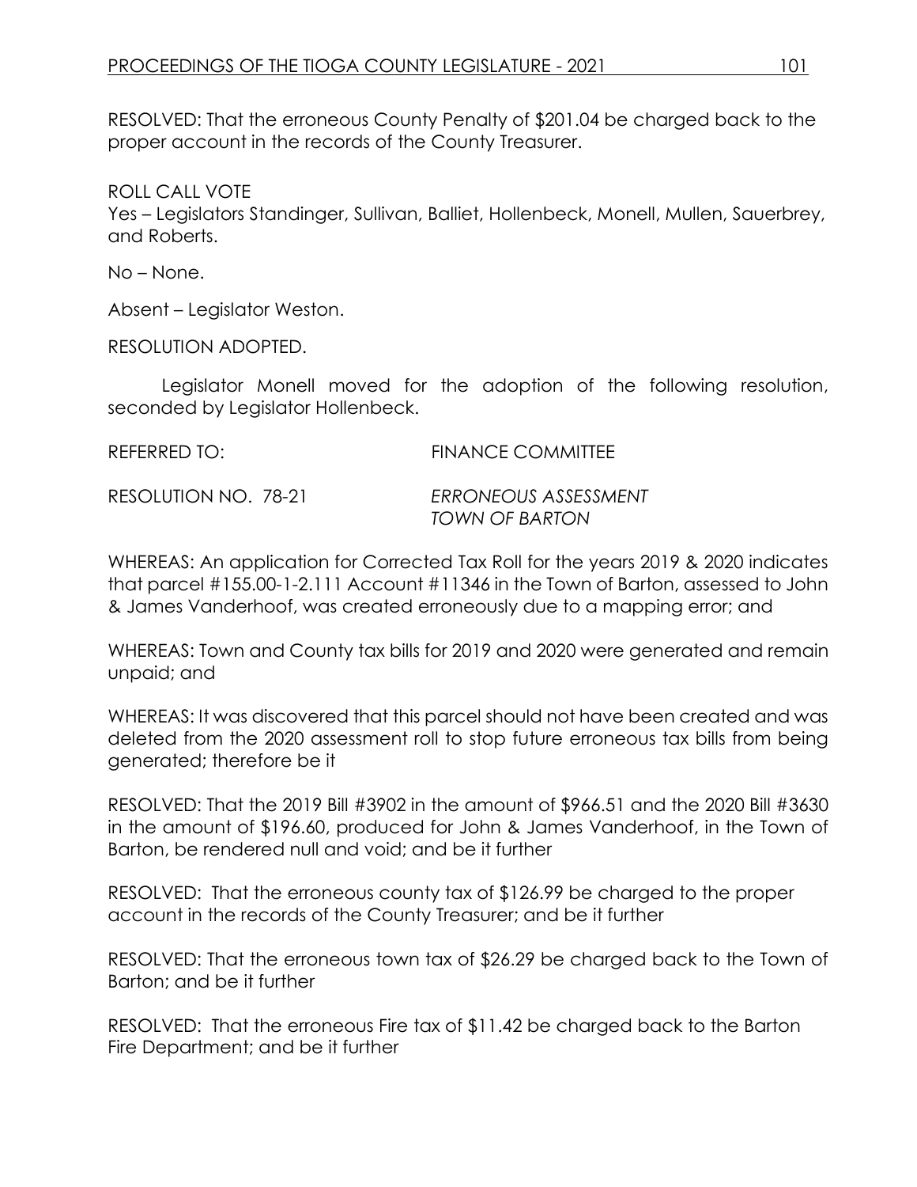RESOLVED: That the erroneous County Penalty of $201.04 be charged back to the proper account in the records of the County Treasurer.

ROLL CALL VOTE
Yes – Legislators Standinger, Sullivan, Balliet, Hollenbeck, Monell, Mullen, Sauerbrey, and Roberts.

No – None.

Absent – Legislator Weston.

RESOLUTION ADOPTED.

Legislator Monell moved for the adoption of the following resolution, seconded by Legislator Hollenbeck.

REFERRED TO: FINANCE COMMITTEE

RESOLUTION NO. 78-21 *ERRONEOUS ASSESSMENT TOWN OF BARTON*

WHEREAS: An application for Corrected Tax Roll for the years 2019 & 2020 indicates that parcel #155.00-1-2.111 Account #11346 in the Town of Barton, assessed to John & James Vanderhoof, was created erroneously due to a mapping error; and

WHEREAS: Town and County tax bills for 2019 and 2020 were generated and remain unpaid; and

WHEREAS: It was discovered that this parcel should not have been created and was deleted from the 2020 assessment roll to stop future erroneous tax bills from being generated; therefore be it

RESOLVED: That the 2019 Bill #3902 in the amount of $966.51 and the 2020 Bill #3630 in the amount of $196.60, produced for John & James Vanderhoof, in the Town of Barton, be rendered null and void; and be it further

RESOLVED: That the erroneous county tax of $126.99 be charged to the proper account in the records of the County Treasurer; and be it further

RESOLVED: That the erroneous town tax of $26.29 be charged back to the Town of Barton; and be it further

RESOLVED: That the erroneous Fire tax of $11.42 be charged back to the Barton Fire Department; and be it further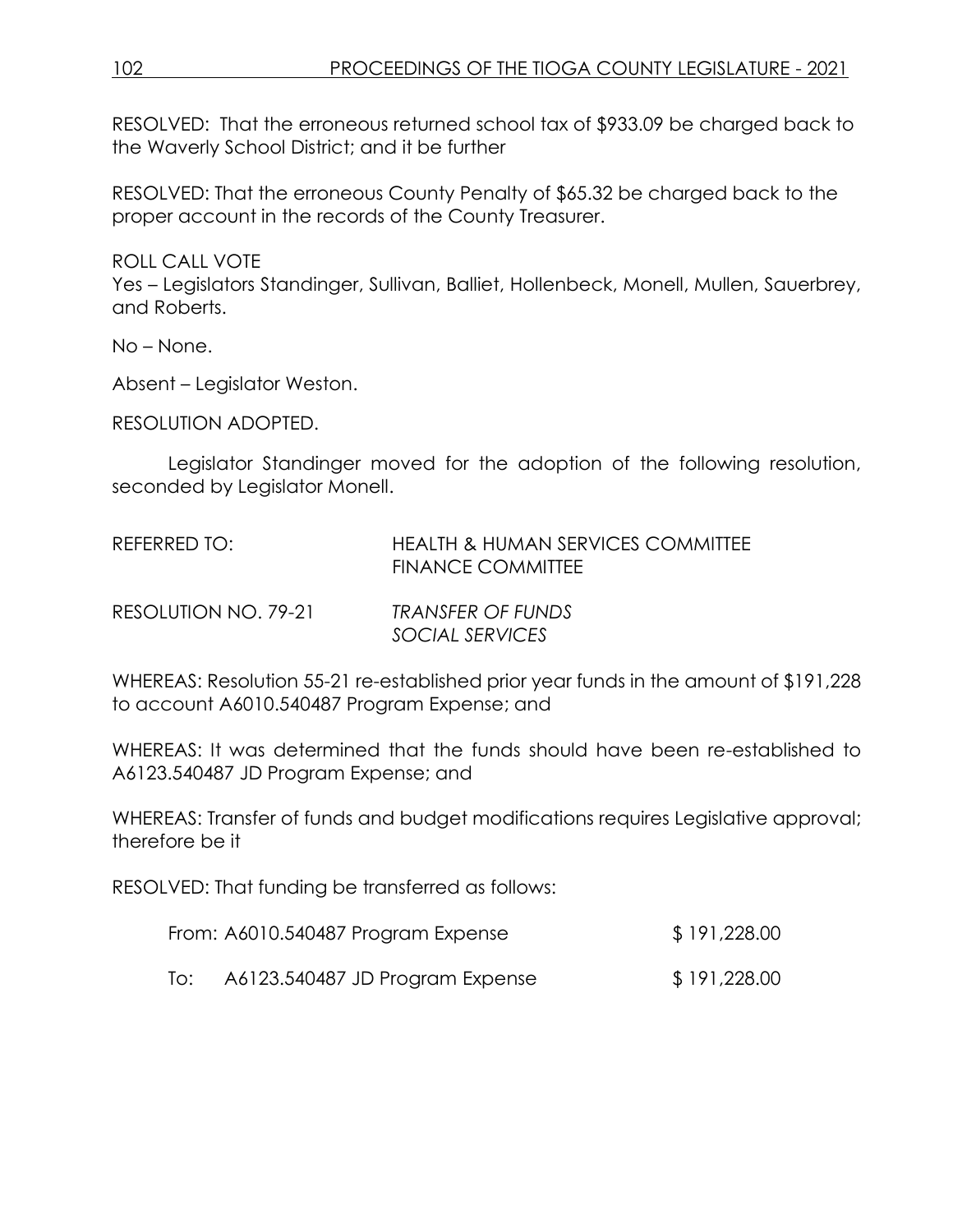RESOLVED: That the erroneous returned school tax of $933.09 be charged back to the Waverly School District; and it be further

RESOLVED: That the erroneous County Penalty of $65.32 be charged back to the proper account in the records of the County Treasurer.

ROLL CALL VOTE
Yes – Legislators Standinger, Sullivan, Balliet, Hollenbeck, Monell, Mullen, Sauerbrey, and Roberts.

No – None.

Absent – Legislator Weston.

RESOLUTION ADOPTED.

Legislator Standinger moved for the adoption of the following resolution, seconded by Legislator Monell.

REFERRED TO: HEALTH & HUMAN SERVICES COMMITTEE
FINANCE COMMITTEE

RESOLUTION NO. 79-21 *TRANSFER OF FUNDS*
*SOCIAL SERVICES*

WHEREAS: Resolution 55-21 re-established prior year funds in the amount of $191,228 to account A6010.540487 Program Expense; and

WHEREAS: It was determined that the funds should have been re-established to A6123.540487 JD Program Expense; and

WHEREAS: Transfer of funds and budget modifications requires Legislative approval; therefore be it

RESOLVED: That funding be transferred as follows:

| | | |
|---|---|---|
| From: | A6010.540487 Program Expense | $ 191,228.00 |
| To: | A6123.540487 JD Program Expense | $ 191,228.00 |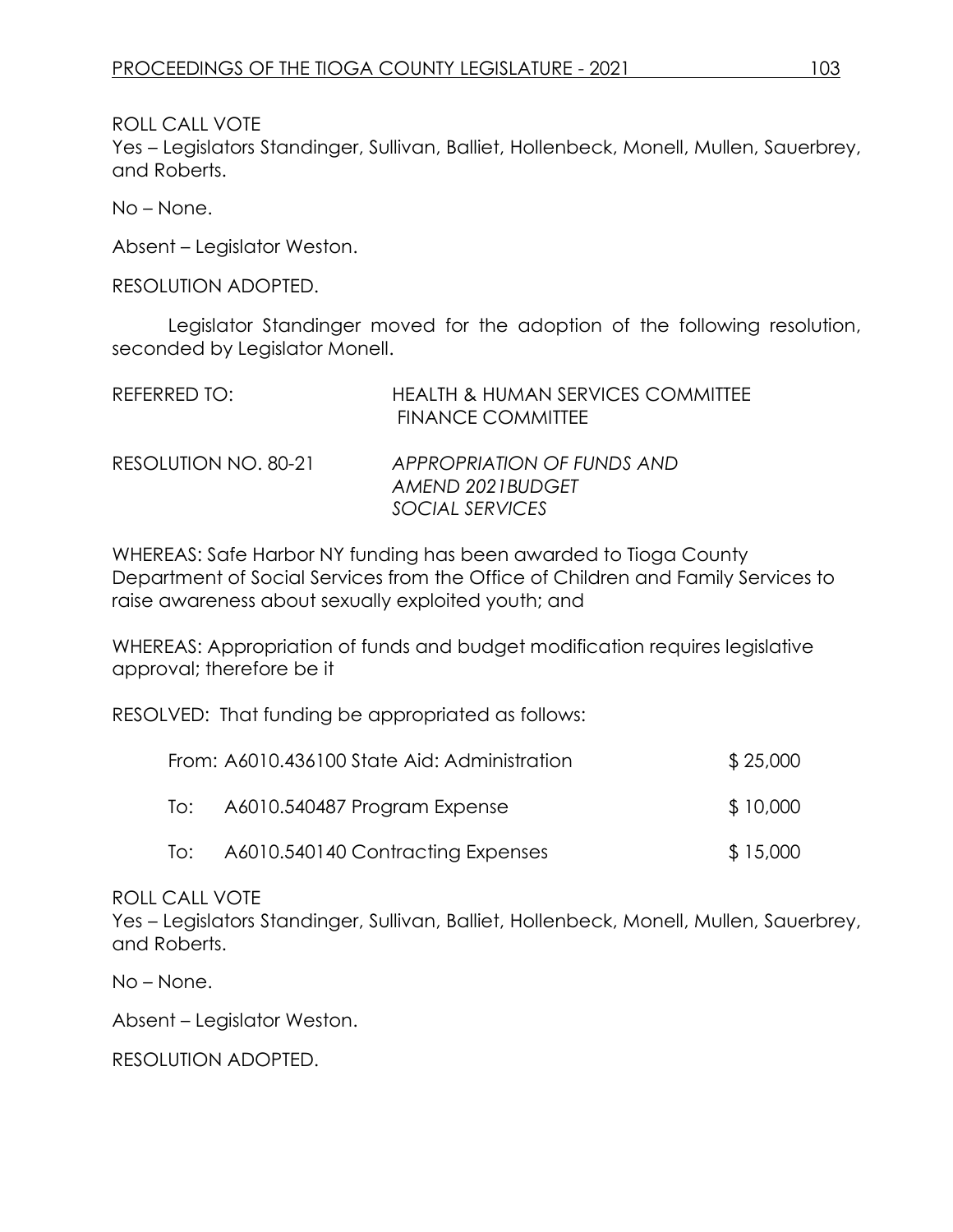ROLL CALL VOTE
Yes – Legislators Standinger, Sullivan, Balliet, Hollenbeck, Monell, Mullen, Sauerbrey, and Roberts.

No – None.

Absent – Legislator Weston.

RESOLUTION ADOPTED.

Legislator Standinger moved for the adoption of the following resolution, seconded by Legislator Monell.

REFERRED TO: HEALTH & HUMAN SERVICES COMMITTEE
FINANCE COMMITTEE

RESOLUTION NO. 80-21 *APPROPRIATION OF FUNDS AND AMEND 2021BUDGET SOCIAL SERVICES*

WHEREAS: Safe Harbor NY funding has been awarded to Tioga County Department of Social Services from the Office of Children and Family Services to raise awareness about sexually exploited youth; and

WHEREAS: Appropriation of funds and budget modification requires legislative approval; therefore be it

RESOLVED: That funding be appropriated as follows:

| | | |
|---|---|---|
| From: | A6010.436100 State Aid: Administration | $ 25,000 |
| To: | A6010.540487 Program Expense | $ 10,000 |
| To: | A6010.540140 Contracting Expenses | $ 15,000 |

ROLL CALL VOTE
Yes – Legislators Standinger, Sullivan, Balliet, Hollenbeck, Monell, Mullen, Sauerbrey, and Roberts.

No – None.

Absent – Legislator Weston.

RESOLUTION ADOPTED.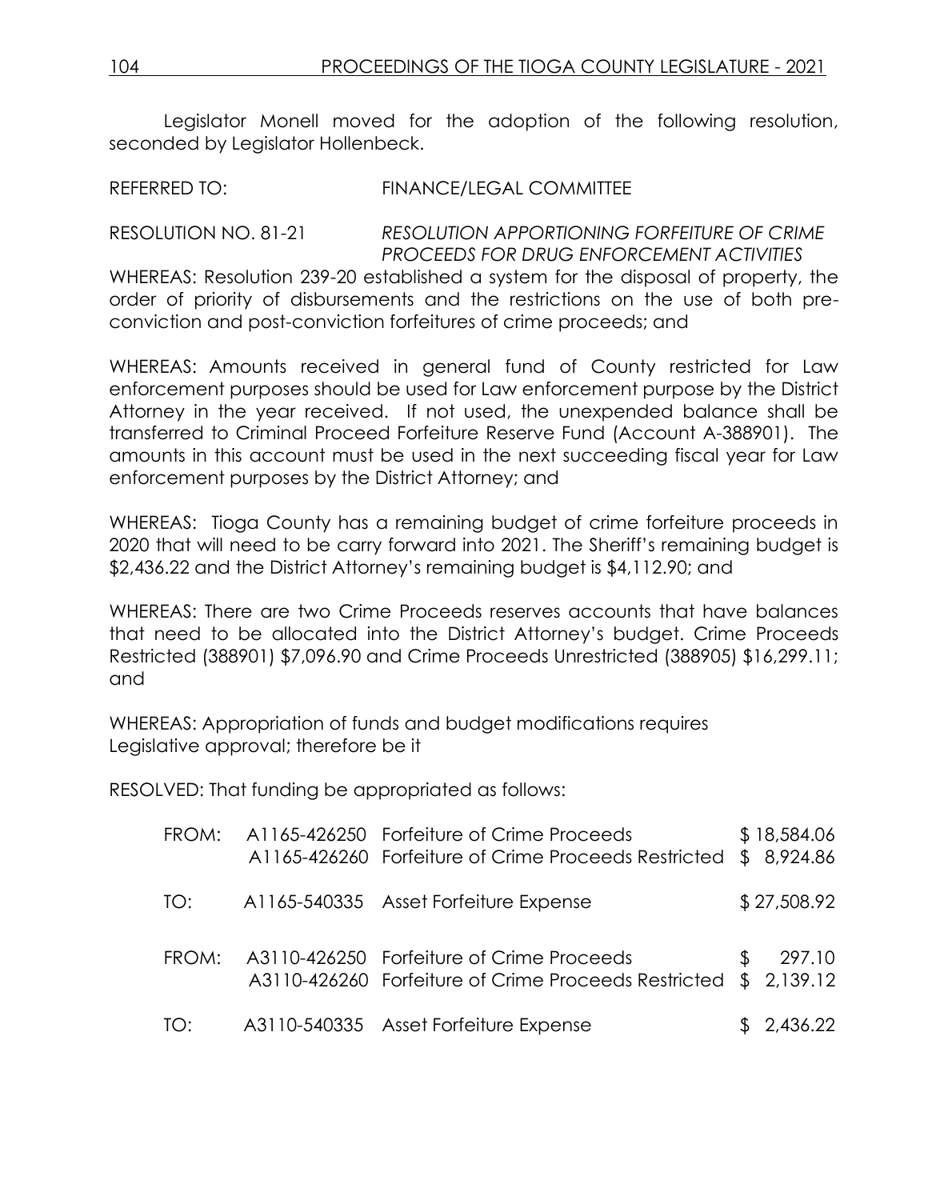Legislator Monell moved for the adoption of the following resolution, seconded by Legislator Hollenbeck.

REFERRED TO: FINANCE/LEGAL COMMITTEE

RESOLUTION NO. 81-21 *RESOLUTION APPORTIONING FORFEITURE OF CRIME PROCEEDS FOR DRUG ENFORCEMENT ACTIVITIES*

WHEREAS: Resolution 239-20 established a system for the disposal of property, the order of priority of disbursements and the restrictions on the use of both pre-conviction and post-conviction forfeitures of crime proceeds; and

WHEREAS: Amounts received in general fund of County restricted for Law enforcement purposes should be used for Law enforcement purpose by the District Attorney in the year received. If not used, the unexpended balance shall be transferred to Criminal Proceed Forfeiture Reserve Fund (Account A-388901). The amounts in this account must be used in the next succeeding fiscal year for Law enforcement purposes by the District Attorney; and

WHEREAS: Tioga County has a remaining budget of crime forfeiture proceeds in 2020 that will need to be carry forward into 2021. The Sheriff's remaining budget is $2,436.22 and the District Attorney's remaining budget is $4,112.90; and

WHEREAS: There are two Crime Proceeds reserves accounts that have balances that need to be allocated into the District Attorney's budget. Crime Proceeds Restricted (388901) $7,096.90 and Crime Proceeds Unrestricted (388905) $16,299.11; and

WHEREAS: Appropriation of funds and budget modifications requires Legislative approval; therefore be it

RESOLVED: That funding be appropriated as follows:

| | | | |
|---|---|---|---|
| FROM: | A1165-426250 | Forfeiture of Crime Proceeds | $ 18,584.06 |
| | A1165-426260 | Forfeiture of Crime Proceeds Restricted | $ 8,924.86 |
| TO: | A1165-540335 | Asset Forfeiture Expense | $ 27,508.92 |
| FROM: | A3110-426250 | Forfeiture of Crime Proceeds | $ 297.10 |
| | A3110-426260 | Forfeiture of Crime Proceeds Restricted | $ 2,139.12 |
| TO: | A3110-540335 | Asset Forfeiture Expense | $ 2,436.22 |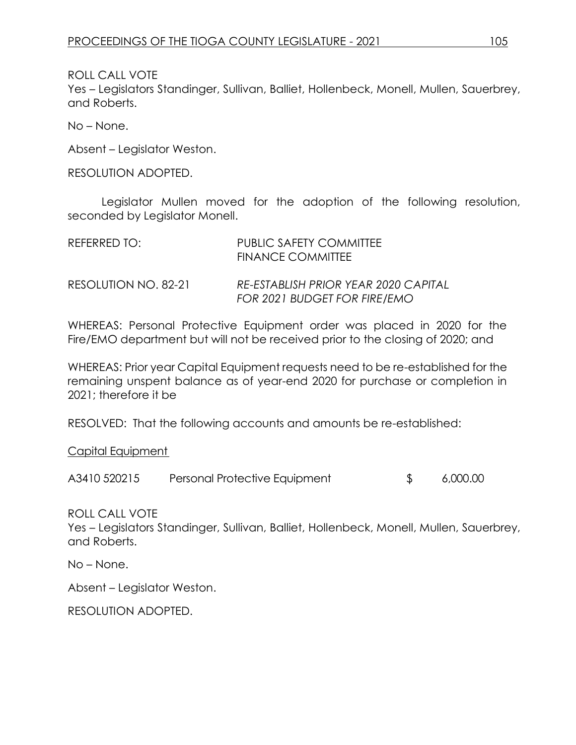ROLL CALL VOTE
Yes – Legislators Standinger, Sullivan, Balliet, Hollenbeck, Monell, Mullen, Sauerbrey, and Roberts.

No – None.

Absent – Legislator Weston.

RESOLUTION ADOPTED.

Legislator Mullen moved for the adoption of the following resolution, seconded by Legislator Monell.

REFERRED TO: PUBLIC SAFETY COMMITTEE
FINANCE COMMITTEE

RESOLUTION NO. 82-21 *RE-ESTABLISH PRIOR YEAR 2020 CAPITAL FOR 2021 BUDGET FOR FIRE/EMO*

WHEREAS: Personal Protective Equipment order was placed in 2020 for the Fire/EMO department but will not be received prior to the closing of 2020; and

WHEREAS: Prior year Capital Equipment requests need to be re-established for the remaining unspent balance as of year-end 2020 for purchase or completion in 2021; therefore it be

RESOLVED: That the following accounts and amounts be re-established:

Capital Equipment

| | | | |
|---|---|---|---|
| A3410 520215 | Personal Protective Equipment | $ | 6,000.00 |

ROLL CALL VOTE
Yes – Legislators Standinger, Sullivan, Balliet, Hollenbeck, Monell, Mullen, Sauerbrey, and Roberts.

No – None.

Absent – Legislator Weston.

RESOLUTION ADOPTED.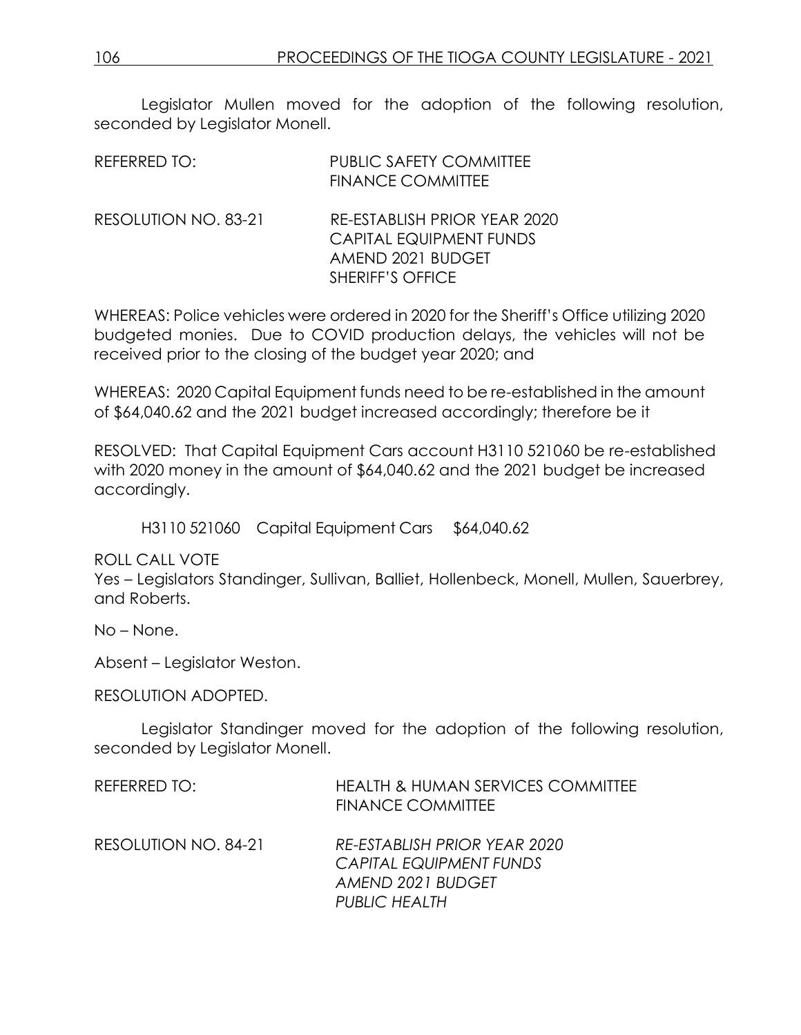Legislator Mullen moved for the adoption of the following resolution, seconded by Legislator Monell.

REFERRED TO: PUBLIC SAFETY COMMITTEE
FINANCE COMMITTEE

RESOLUTION NO. 83-21 RE-ESTABLISH PRIOR YEAR 2020
CAPITAL EQUIPMENT FUNDS
AMEND 2021 BUDGET
SHERIFF'S OFFICE

WHEREAS: Police vehicles were ordered in 2020 for the Sheriff's Office utilizing 2020 budgeted monies. Due to COVID production delays, the vehicles will not be received prior to the closing of the budget year 2020; and

WHEREAS: 2020 Capital Equipment funds need to be re-established in the amount of $64,040.62 and the 2021 budget increased accordingly; therefore be it

RESOLVED: That Capital Equipment Cars account H3110 521060 be re-established with 2020 money in the amount of $64,040.62 and the 2021 budget be increased accordingly.

H3110 521060 Capital Equipment Cars $64,040.62

ROLL CALL VOTE
Yes – Legislators Standinger, Sullivan, Balliet, Hollenbeck, Monell, Mullen, Sauerbrey, and Roberts.

No – None.

Absent – Legislator Weston.

RESOLUTION ADOPTED.

Legislator Standinger moved for the adoption of the following resolution, seconded by Legislator Monell.

REFERRED TO: HEALTH & HUMAN SERVICES COMMITTEE
FINANCE COMMITTEE

RESOLUTION NO. 84-21 *RE-ESTABLISH PRIOR YEAR 2020*
*CAPITAL EQUIPMENT FUNDS*
*AMEND 2021 BUDGET*
*PUBLIC HEALTH*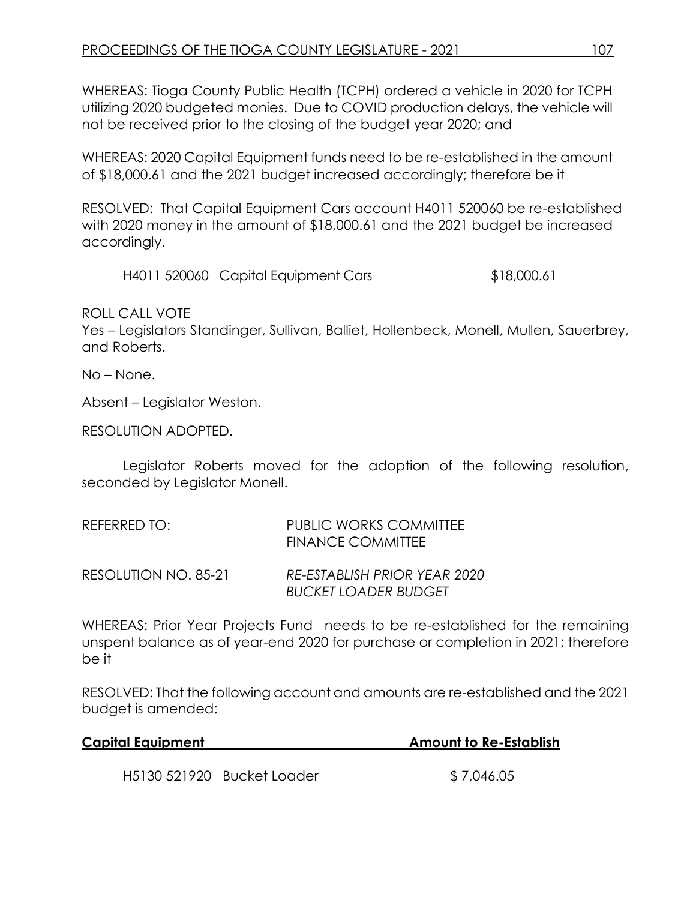WHEREAS: Tioga County Public Health (TCPH) ordered a vehicle in 2020 for TCPH utilizing 2020 budgeted monies. Due to COVID production delays, the vehicle will not be received prior to the closing of the budget year 2020; and

WHEREAS: 2020 Capital Equipment funds need to be re-established in the amount of $18,000.61 and the 2021 budget increased accordingly; therefore be it

RESOLVED: That Capital Equipment Cars account H4011 520060 be re-established with 2020 money in the amount of $18,000.61 and the 2021 budget be increased accordingly.

| | |
|---|---|
| H4011 520060 Capital Equipment Cars | $18,000.61 |

ROLL CALL VOTE
Yes – Legislators Standinger, Sullivan, Balliet, Hollenbeck, Monell, Mullen, Sauerbrey, and Roberts.

No – None.

Absent – Legislator Weston.

RESOLUTION ADOPTED.

Legislator Roberts moved for the adoption of the following resolution, seconded by Legislator Monell.

REFERRED TO: PUBLIC WORKS COMMITTEE
FINANCE COMMITTEE

RESOLUTION NO. 85-21 *RE-ESTABLISH PRIOR YEAR 2020 BUCKET LOADER BUDGET*

WHEREAS: Prior Year Projects Fund needs to be re-established for the remaining unspent balance as of year-end 2020 for purchase or completion in 2021; therefore be it

RESOLVED: That the following account and amounts are re-established and the 2021 budget is amended:

| **Capital Equipment** | **Amount to Re-Establish** |
|---|---|
| H5130 521920 Bucket Loader | $ 7,046.05 |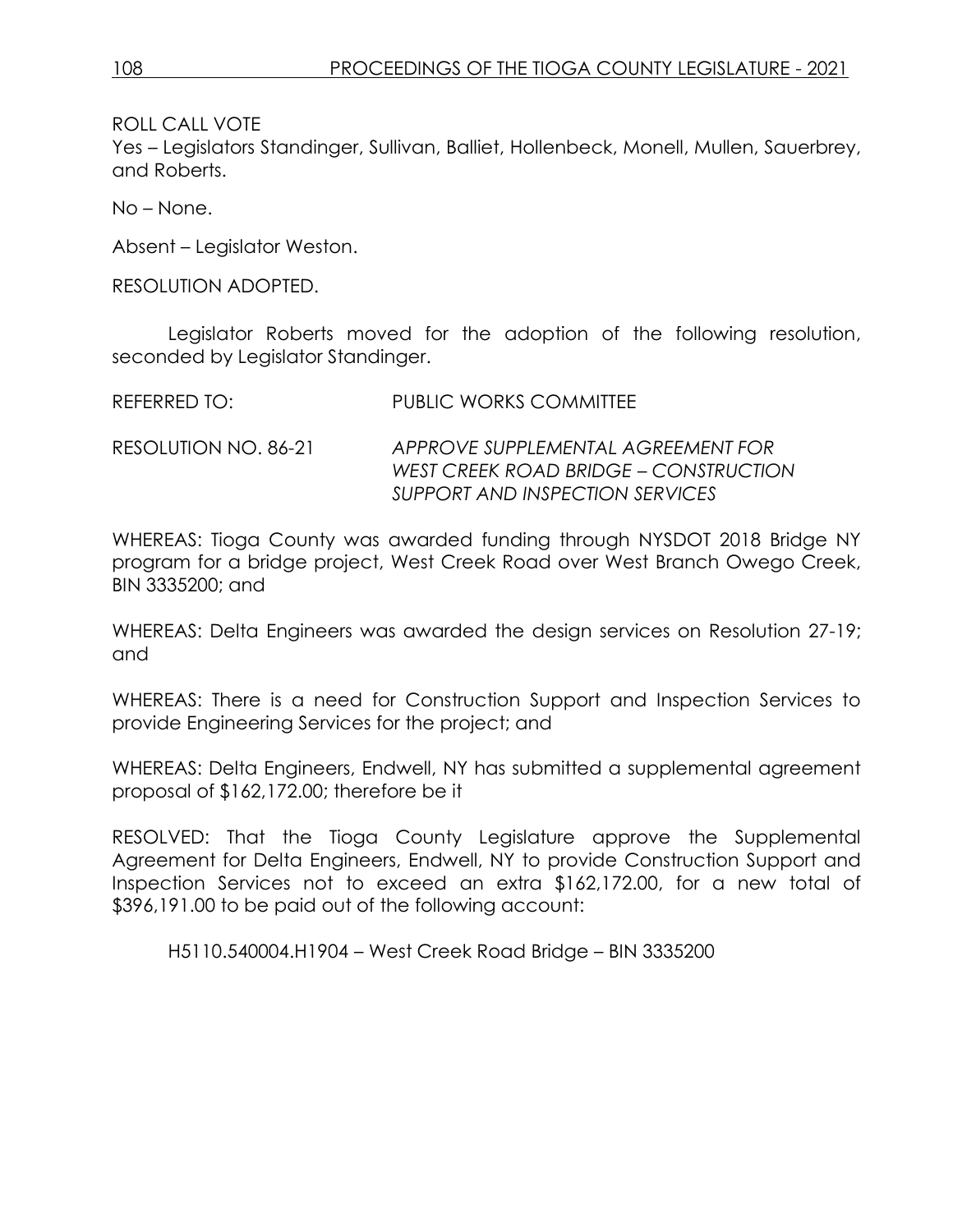ROLL CALL VOTE
Yes – Legislators Standinger, Sullivan, Balliet, Hollenbeck, Monell, Mullen, Sauerbrey, and Roberts.

No – None.

Absent – Legislator Weston.

RESOLUTION ADOPTED.

Legislator Roberts moved for the adoption of the following resolution, seconded by Legislator Standinger.

REFERRED TO: PUBLIC WORKS COMMITTEE

RESOLUTION NO. 86-21 *APPROVE SUPPLEMENTAL AGREEMENT FOR WEST CREEK ROAD BRIDGE – CONSTRUCTION SUPPORT AND INSPECTION SERVICES*

WHEREAS: Tioga County was awarded funding through NYSDOT 2018 Bridge NY program for a bridge project, West Creek Road over West Branch Owego Creek, BIN 3335200; and

WHEREAS: Delta Engineers was awarded the design services on Resolution 27-19; and

WHEREAS: There is a need for Construction Support and Inspection Services to provide Engineering Services for the project; and

WHEREAS: Delta Engineers, Endwell, NY has submitted a supplemental agreement proposal of $162,172.00; therefore be it

RESOLVED: That the Tioga County Legislature approve the Supplemental Agreement for Delta Engineers, Endwell, NY to provide Construction Support and Inspection Services not to exceed an extra $162,172.00, for a new total of $396,191.00 to be paid out of the following account:

H5110.540004.H1904 – West Creek Road Bridge – BIN 3335200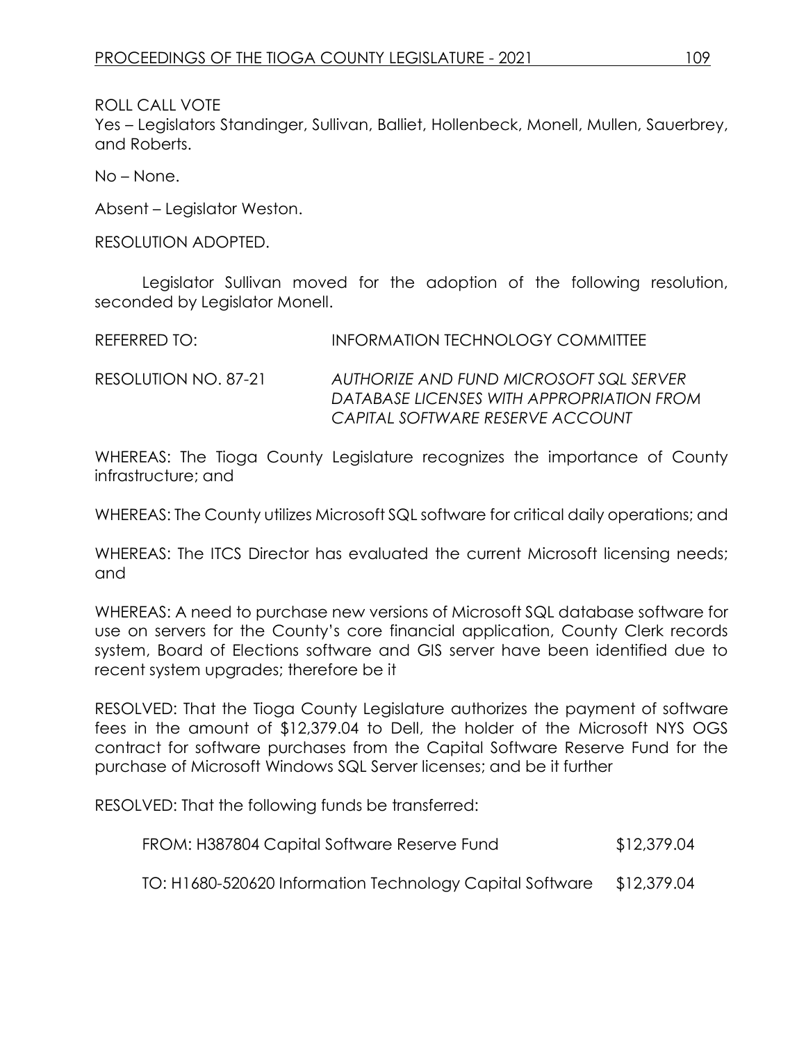ROLL CALL VOTE
Yes – Legislators Standinger, Sullivan, Balliet, Hollenbeck, Monell, Mullen, Sauerbrey, and Roberts.

No – None.

Absent – Legislator Weston.

RESOLUTION ADOPTED.

Legislator Sullivan moved for the adoption of the following resolution, seconded by Legislator Monell.

REFERRED TO: INFORMATION TECHNOLOGY COMMITTEE

RESOLUTION NO. 87-21 *AUTHORIZE AND FUND MICROSOFT SQL SERVER DATABASE LICENSES WITH APPROPRIATION FROM CAPITAL SOFTWARE RESERVE ACCOUNT*

WHEREAS: The Tioga County Legislature recognizes the importance of County infrastructure; and

WHEREAS: The County utilizes Microsoft SQL software for critical daily operations; and

WHEREAS: The ITCS Director has evaluated the current Microsoft licensing needs; and

WHEREAS: A need to purchase new versions of Microsoft SQL database software for use on servers for the County's core financial application, County Clerk records system, Board of Elections software and GIS server have been identified due to recent system upgrades; therefore be it

RESOLVED: That the Tioga County Legislature authorizes the payment of software fees in the amount of $12,379.04 to Dell, the holder of the Microsoft NYS OGS contract for software purchases from the Capital Software Reserve Fund for the purchase of Microsoft Windows SQL Server licenses; and be it further

RESOLVED: That the following funds be transferred:

FROM: H387804 Capital Software Reserve Fund $12,379.04

TO: H1680-520620 Information Technology Capital Software $12,379.04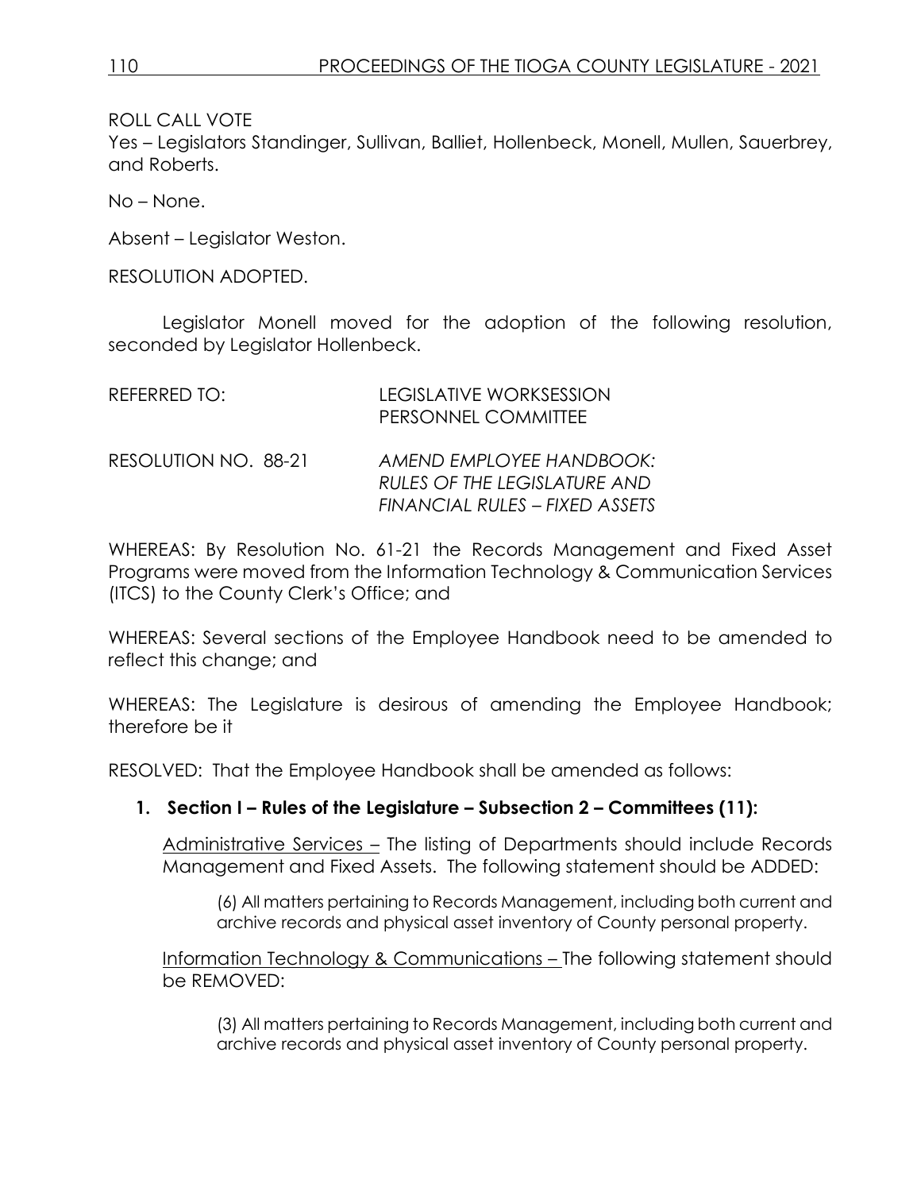ROLL CALL VOTE
Yes – Legislators Standinger, Sullivan, Balliet, Hollenbeck, Monell, Mullen, Sauerbrey, and Roberts.

No – None.

Absent – Legislator Weston.

RESOLUTION ADOPTED.

Legislator Monell moved for the adoption of the following resolution, seconded by Legislator Hollenbeck.

REFERRED TO: LEGISLATIVE WORKSESSION
PERSONNEL COMMITTEE

RESOLUTION NO. 88-21 *AMEND EMPLOYEE HANDBOOK: RULES OF THE LEGISLATURE AND FINANCIAL RULES – FIXED ASSETS*

WHEREAS: By Resolution No. 61-21 the Records Management and Fixed Asset Programs were moved from the Information Technology & Communication Services (ITCS) to the County Clerk's Office; and

WHEREAS: Several sections of the Employee Handbook need to be amended to reflect this change; and

WHEREAS: The Legislature is desirous of amending the Employee Handbook; therefore be it

RESOLVED: That the Employee Handbook shall be amended as follows:

1. **Section I – Rules of the Legislature – Subsection 2 – Committees (11):**

   Administrative Services – The listing of Departments should include Records Management and Fixed Assets. The following statement should be ADDED:

   > (6) All matters pertaining to Records Management, including both current and archive records and physical asset inventory of County personal property.

   Information Technology & Communications – The following statement should be REMOVED:

   > (3) All matters pertaining to Records Management, including both current and archive records and physical asset inventory of County personal property.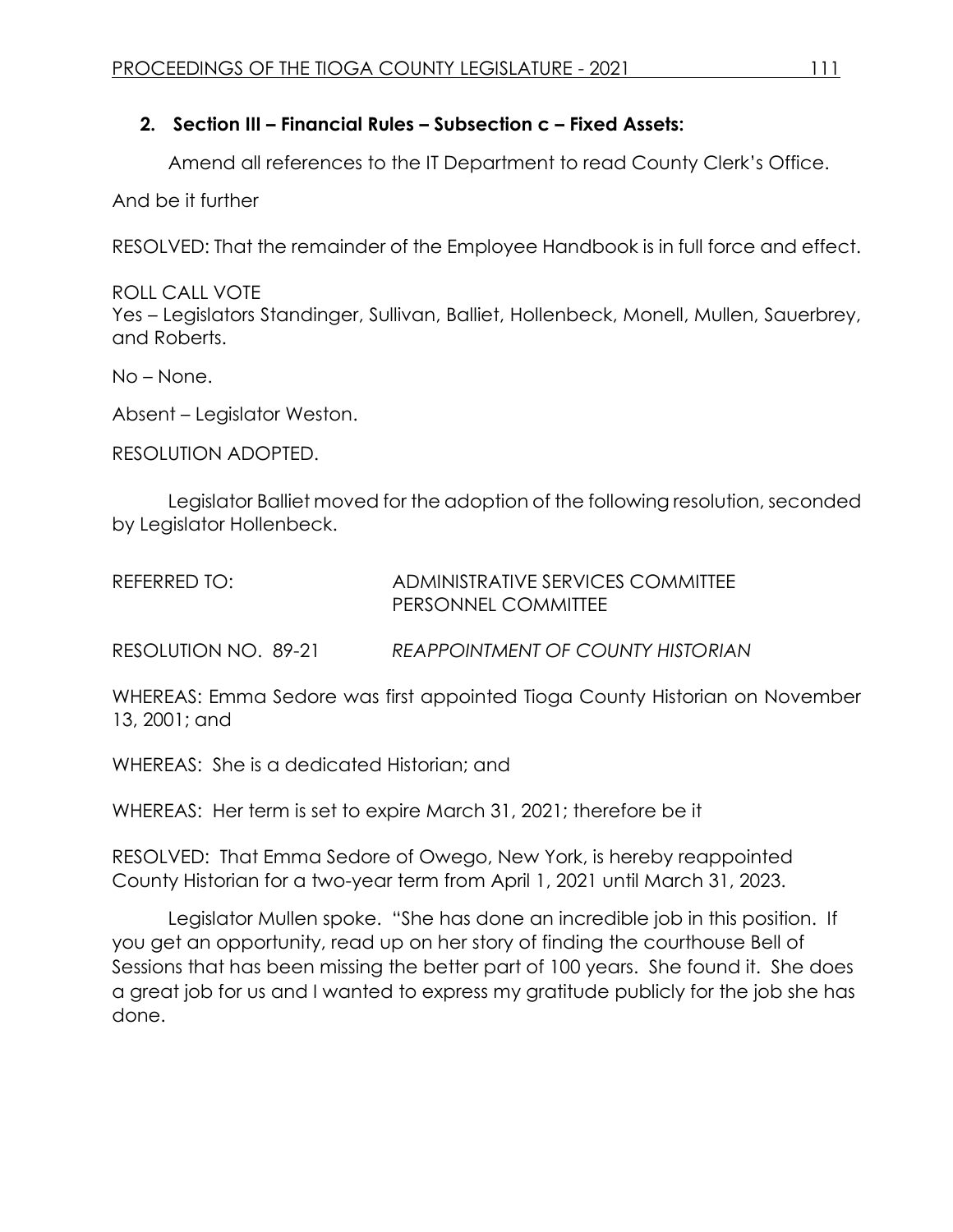**2. Section III – Financial Rules – Subsection c – Fixed Assets:**

Amend all references to the IT Department to read County Clerk's Office.

And be it further

RESOLVED: That the remainder of the Employee Handbook is in full force and effect.

ROLL CALL VOTE
Yes – Legislators Standinger, Sullivan, Balliet, Hollenbeck, Monell, Mullen, Sauerbrey, and Roberts.

No – None.

Absent – Legislator Weston.

RESOLUTION ADOPTED.

Legislator Balliet moved for the adoption of the following resolution, seconded by Legislator Hollenbeck.

REFERRED TO: ADMINISTRATIVE SERVICES COMMITTEE
PERSONNEL COMMITTEE

RESOLUTION NO. 89-21 *REAPPOINTMENT OF COUNTY HISTORIAN*

WHEREAS: Emma Sedore was first appointed Tioga County Historian on November 13, 2001; and

WHEREAS: She is a dedicated Historian; and

WHEREAS: Her term is set to expire March 31, 2021; therefore be it

RESOLVED: That Emma Sedore of Owego, New York, is hereby reappointed County Historian for a two-year term from April 1, 2021 until March 31, 2023.

Legislator Mullen spoke. "She has done an incredible job in this position. If you get an opportunity, read up on her story of finding the courthouse Bell of Sessions that has been missing the better part of 100 years. She found it. She does a great job for us and I wanted to express my gratitude publicly for the job she has done.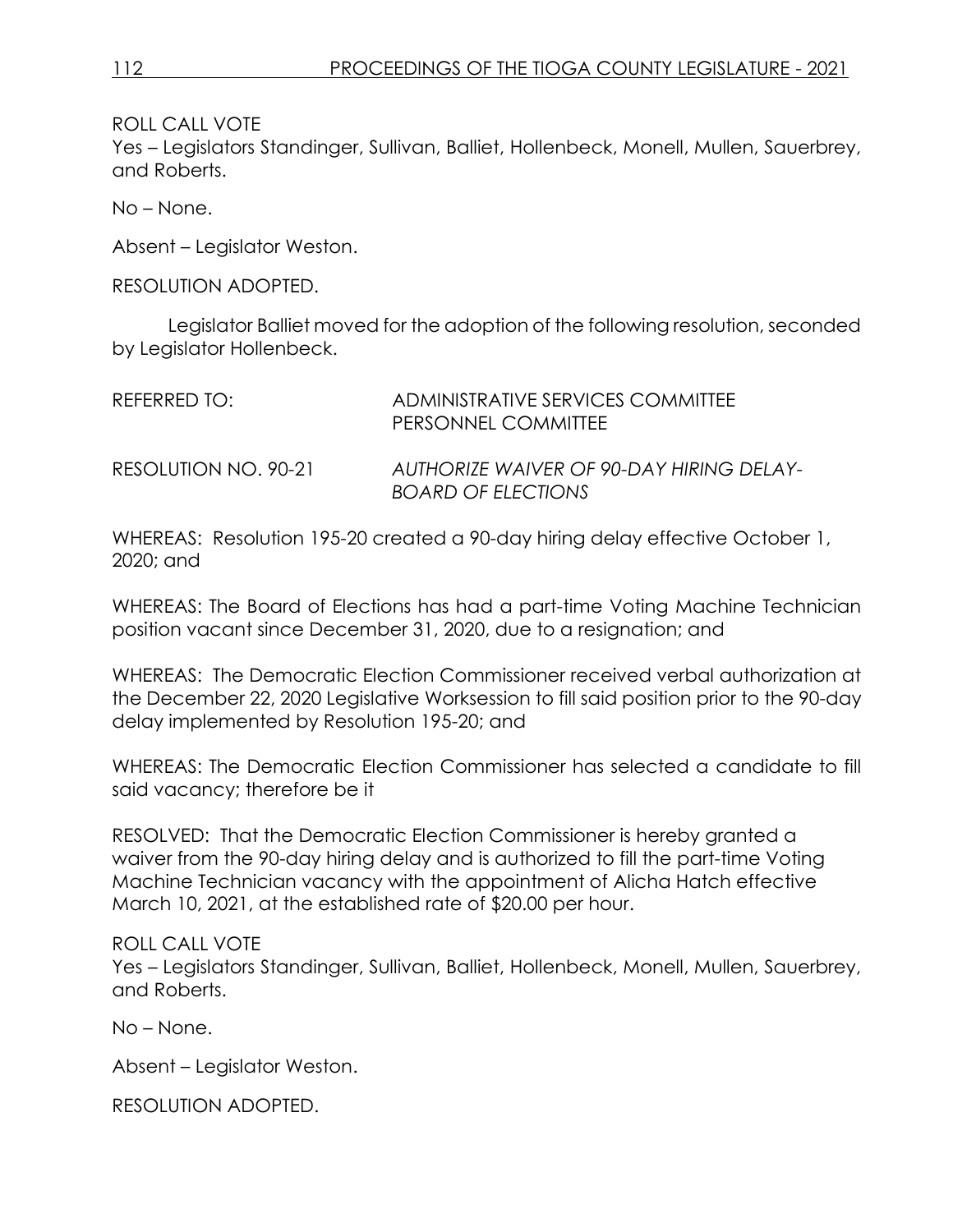ROLL CALL VOTE
Yes – Legislators Standinger, Sullivan, Balliet, Hollenbeck, Monell, Mullen, Sauerbrey, and Roberts.

No – None.

Absent – Legislator Weston.

RESOLUTION ADOPTED.

Legislator Balliet moved for the adoption of the following resolution, seconded by Legislator Hollenbeck.

REFERRED TO: ADMINISTRATIVE SERVICES COMMITTEE
PERSONNEL COMMITTEE

RESOLUTION NO. 90-21 *AUTHORIZE WAIVER OF 90-DAY HIRING DELAY-BOARD OF ELECTIONS*

WHEREAS: Resolution 195-20 created a 90-day hiring delay effective October 1, 2020; and

WHEREAS: The Board of Elections has had a part-time Voting Machine Technician position vacant since December 31, 2020, due to a resignation; and

WHEREAS: The Democratic Election Commissioner received verbal authorization at the December 22, 2020 Legislative Worksession to fill said position prior to the 90-day delay implemented by Resolution 195-20; and

WHEREAS: The Democratic Election Commissioner has selected a candidate to fill said vacancy; therefore be it

RESOLVED: That the Democratic Election Commissioner is hereby granted a waiver from the 90-day hiring delay and is authorized to fill the part-time Voting Machine Technician vacancy with the appointment of Alicha Hatch effective March 10, 2021, at the established rate of $20.00 per hour.

ROLL CALL VOTE
Yes – Legislators Standinger, Sullivan, Balliet, Hollenbeck, Monell, Mullen, Sauerbrey, and Roberts.

No – None.

Absent – Legislator Weston.

RESOLUTION ADOPTED.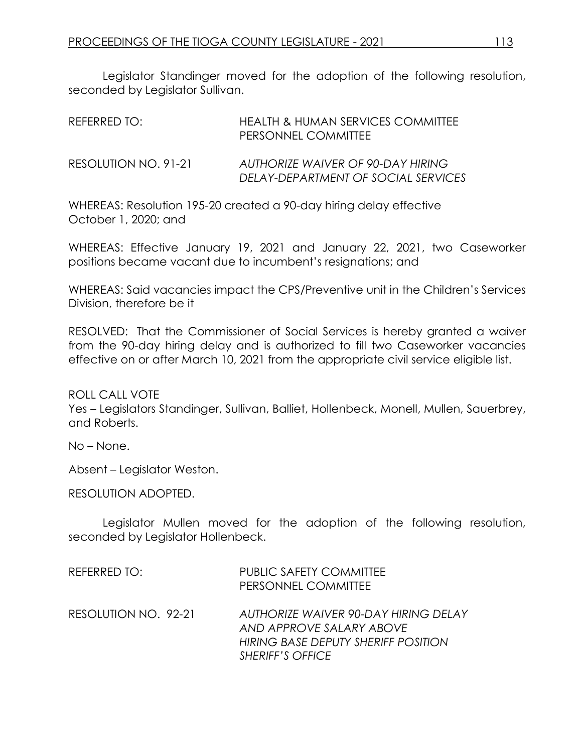Legislator Standinger moved for the adoption of the following resolution, seconded by Legislator Sullivan.

REFERRED TO: HEALTH & HUMAN SERVICES COMMITTEE
PERSONNEL COMMITTEE

RESOLUTION NO. 91-21 *AUTHORIZE WAIVER OF 90-DAY HIRING DELAY-DEPARTMENT OF SOCIAL SERVICES*

WHEREAS: Resolution 195-20 created a 90-day hiring delay effective October 1, 2020; and

WHEREAS: Effective January 19, 2021 and January 22, 2021, two Caseworker positions became vacant due to incumbent's resignations; and

WHEREAS: Said vacancies impact the CPS/Preventive unit in the Children's Services Division, therefore be it

RESOLVED: That the Commissioner of Social Services is hereby granted a waiver from the 90-day hiring delay and is authorized to fill two Caseworker vacancies effective on or after March 10, 2021 from the appropriate civil service eligible list.

ROLL CALL VOTE
Yes – Legislators Standinger, Sullivan, Balliet, Hollenbeck, Monell, Mullen, Sauerbrey, and Roberts.

No – None.

Absent – Legislator Weston.

RESOLUTION ADOPTED.

Legislator Mullen moved for the adoption of the following resolution, seconded by Legislator Hollenbeck.

REFERRED TO: PUBLIC SAFETY COMMITTEE
PERSONNEL COMMITTEE

RESOLUTION NO. 92-21 *AUTHORIZE WAIVER 90-DAY HIRING DELAY AND APPROVE SALARY ABOVE HIRING BASE DEPUTY SHERIFF POSITION SHERIFF'S OFFICE*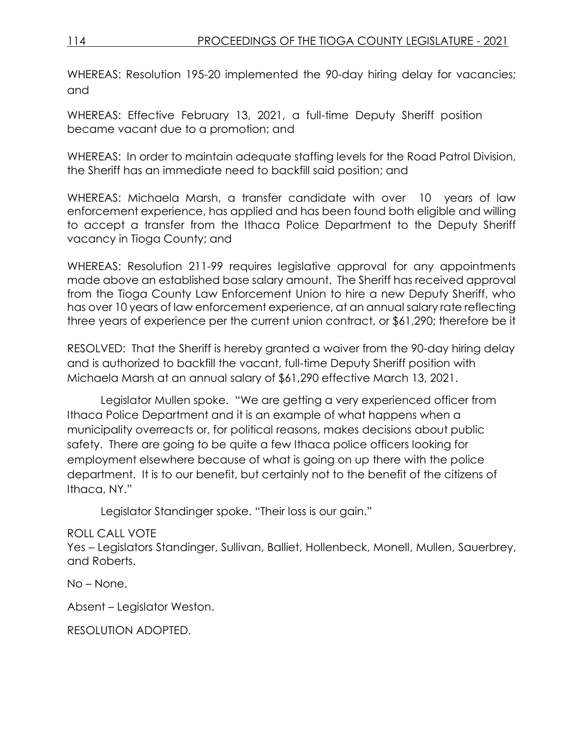WHEREAS: Resolution 195-20 implemented the 90-day hiring delay for vacancies; and

WHEREAS: Effective February 13, 2021, a full-time Deputy Sheriff position became vacant due to a promotion; and

WHEREAS: In order to maintain adequate staffing levels for the Road Patrol Division, the Sheriff has an immediate need to backfill said position; and

WHEREAS: Michaela Marsh, a transfer candidate with over 10 years of law enforcement experience, has applied and has been found both eligible and willing to accept a transfer from the Ithaca Police Department to the Deputy Sheriff vacancy in Tioga County; and

WHEREAS: Resolution 211-99 requires legislative approval for any appointments made above an established base salary amount. The Sheriff has received approval from the Tioga County Law Enforcement Union to hire a new Deputy Sheriff, who has over 10 years of law enforcement experience, at an annual salary rate reflecting three years of experience per the current union contract, or $61,290; therefore be it

RESOLVED: That the Sheriff is hereby granted a waiver from the 90-day hiring delay and is authorized to backfill the vacant, full-time Deputy Sheriff position with Michaela Marsh at an annual salary of $61,290 effective March 13, 2021.

Legislator Mullen spoke. "We are getting a very experienced officer from Ithaca Police Department and it is an example of what happens when a municipality overreacts or, for political reasons, makes decisions about public safety. There are going to be quite a few Ithaca police officers looking for employment elsewhere because of what is going on up there with the police department. It is to our benefit, but certainly not to the benefit of the citizens of Ithaca, NY."

Legislator Standinger spoke. "Their loss is our gain."

ROLL CALL VOTE
Yes – Legislators Standinger, Sullivan, Balliet, Hollenbeck, Monell, Mullen, Sauerbrey, and Roberts.

No – None.

Absent – Legislator Weston.

RESOLUTION ADOPTED.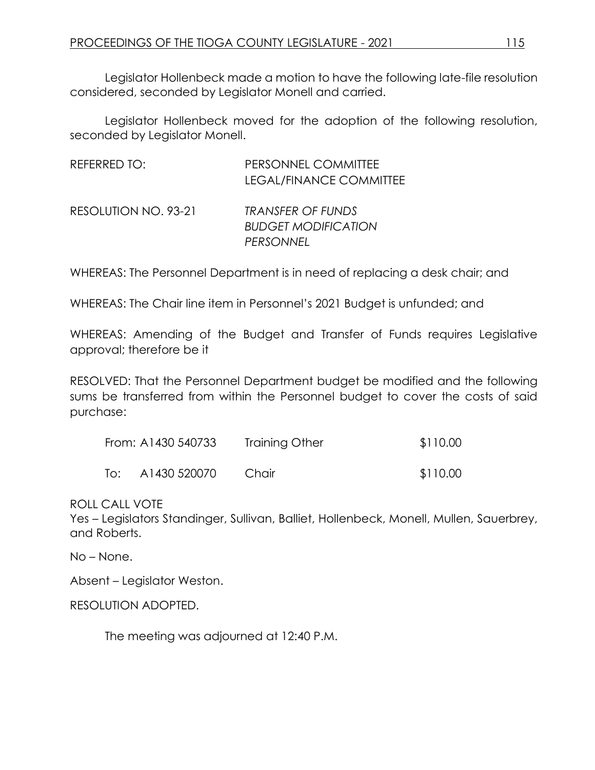Legislator Hollenbeck made a motion to have the following late-file resolution considered, seconded by Legislator Monell and carried.

Legislator Hollenbeck moved for the adoption of the following resolution, seconded by Legislator Monell.

REFERRED TO: PERSONNEL COMMITTEE
LEGAL/FINANCE COMMITTEE

RESOLUTION NO. 93-21 *TRANSFER OF FUNDS*
*BUDGET MODIFICATION*
*PERSONNEL*

WHEREAS: The Personnel Department is in need of replacing a desk chair; and

WHEREAS: The Chair line item in Personnel's 2021 Budget is unfunded; and

WHEREAS: Amending of the Budget and Transfer of Funds requires Legislative approval; therefore be it

RESOLVED: That the Personnel Department budget be modified and the following sums be transferred from within the Personnel budget to cover the costs of said purchase:

| | | | |
|---|---|---|---|
| From: | A1430 540733 | Training Other | $110.00 |
| To: | A1430 520070 | Chair | $110.00 |

ROLL CALL VOTE
Yes – Legislators Standinger, Sullivan, Balliet, Hollenbeck, Monell, Mullen, Sauerbrey, and Roberts.

No – None.

Absent – Legislator Weston.

RESOLUTION ADOPTED.

The meeting was adjourned at 12:40 P.M.